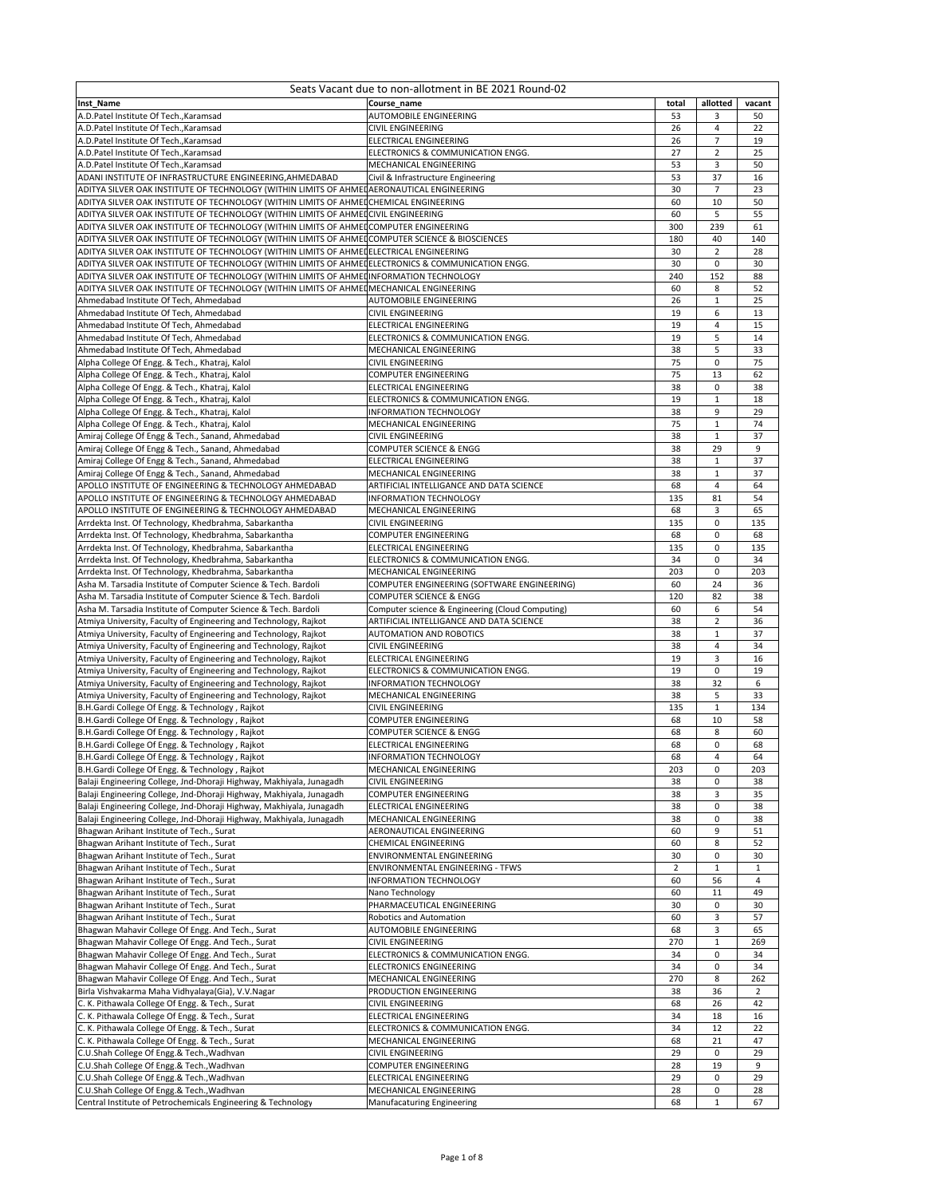# Seats Vacant due to non-allotment in BE 2021 Round-02

| Inst_Name | Course_name | total | allotted | vacant |
|---|---|---|---|---|
| A.D.Patel Institute Of Tech.,Karamsad | AUTOMOBILE ENGINEERING | 53 | 3 | 50 |
| A.D.Patel Institute Of Tech.,Karamsad | CIVIL ENGINEERING | 26 | 4 | 22 |
| A.D.Patel Institute Of Tech.,Karamsad | ELECTRICAL ENGINEERING | 26 | 7 | 19 |
| A.D.Patel Institute Of Tech.,Karamsad | ELECTRONICS & COMMUNICATION ENGG. | 27 | 2 | 25 |
| A.D.Patel Institute Of Tech.,Karamsad | MECHANICAL ENGINEERING | 53 | 3 | 50 |
| ADANI INSTITUTE OF INFRASTRUCTURE ENGINEERING,AHMEDABAD | Civil & Infrastructure Engineering | 53 | 37 | 16 |
| ADITYA SILVER OAK INSTITUTE OF TECHNOLOGY (WITHIN LIMITS OF AHMED | AERONAUTICAL ENGINEERING | 30 | 7 | 23 |
| ADITYA SILVER OAK INSTITUTE OF TECHNOLOGY (WITHIN LIMITS OF AHMED | CHEMICAL ENGINEERING | 60 | 10 | 50 |
| ADITYA SILVER OAK INSTITUTE OF TECHNOLOGY (WITHIN LIMITS OF AHMED | CIVIL ENGINEERING | 60 | 5 | 55 |
| ADITYA SILVER OAK INSTITUTE OF TECHNOLOGY (WITHIN LIMITS OF AHMED | COMPUTER ENGINEERING | 300 | 239 | 61 |
| ADITYA SILVER OAK INSTITUTE OF TECHNOLOGY (WITHIN LIMITS OF AHMED | COMPUTER SCIENCE & BIOSCIENCES | 180 | 40 | 140 |
| ADITYA SILVER OAK INSTITUTE OF TECHNOLOGY (WITHIN LIMITS OF AHMED | ELECTRICAL ENGINEERING | 30 | 2 | 28 |
| ADITYA SILVER OAK INSTITUTE OF TECHNOLOGY (WITHIN LIMITS OF AHMED | ELECTRONICS & COMMUNICATION ENGG. | 30 | 0 | 30 |
| ADITYA SILVER OAK INSTITUTE OF TECHNOLOGY (WITHIN LIMITS OF AHMED | INFORMATION TECHNOLOGY | 240 | 152 | 88 |
| ADITYA SILVER OAK INSTITUTE OF TECHNOLOGY (WITHIN LIMITS OF AHMED | MECHANICAL ENGINEERING | 60 | 8 | 52 |
| Ahmedabad Institute Of Tech, Ahmedabad | AUTOMOBILE ENGINEERING | 26 | 1 | 25 |
| Ahmedabad Institute Of Tech, Ahmedabad | CIVIL ENGINEERING | 19 | 6 | 13 |
| Ahmedabad Institute Of Tech, Ahmedabad | ELECTRICAL ENGINEERING | 19 | 4 | 15 |
| Ahmedabad Institute Of Tech, Ahmedabad | ELECTRONICS & COMMUNICATION ENGG. | 19 | 5 | 14 |
| Ahmedabad Institute Of Tech, Ahmedabad | MECHANICAL ENGINEERING | 38 | 5 | 33 |
| Alpha College Of Engg. & Tech., Khatraj, Kalol | CIVIL ENGINEERING | 75 | 0 | 75 |
| Alpha College Of Engg. & Tech., Khatraj, Kalol | COMPUTER ENGINEERING | 75 | 13 | 62 |
| Alpha College Of Engg. & Tech., Khatraj, Kalol | ELECTRICAL ENGINEERING | 38 | 0 | 38 |
| Alpha College Of Engg. & Tech., Khatraj, Kalol | ELECTRONICS & COMMUNICATION ENGG. | 19 | 1 | 18 |
| Alpha College Of Engg. & Tech., Khatraj, Kalol | INFORMATION TECHNOLOGY | 38 | 9 | 29 |
| Alpha College Of Engg. & Tech., Khatraj, Kalol | MECHANICAL ENGINEERING | 75 | 1 | 74 |
| Amiraj College Of Engg & Tech., Sanand, Ahmedabad | CIVIL ENGINEERING | 38 | 1 | 37 |
| Amiraj College Of Engg & Tech., Sanand, Ahmedabad | COMPUTER SCIENCE & ENGG | 38 | 29 | 9 |
| Amiraj College Of Engg & Tech., Sanand, Ahmedabad | ELECTRICAL ENGINEERING | 38 | 1 | 37 |
| Amiraj College Of Engg & Tech., Sanand, Ahmedabad | MECHANICAL ENGINEERING | 38 | 1 | 37 |
| APOLLO INSTITUTE OF ENGINEERING & TECHNOLOGY AHMEDABAD | ARTIFICIAL INTELLIGANCE AND DATA SCIENCE | 68 | 4 | 64 |
| APOLLO INSTITUTE OF ENGINEERING & TECHNOLOGY AHMEDABAD | INFORMATION TECHNOLOGY | 135 | 81 | 54 |
| APOLLO INSTITUTE OF ENGINEERING & TECHNOLOGY AHMEDABAD | MECHANICAL ENGINEERING | 68 | 3 | 65 |
| Arrdekta Inst. Of Technology, Khedbrahma, Sabarkantha | CIVIL ENGINEERING | 135 | 0 | 135 |
| Arrdekta Inst. Of Technology, Khedbrahma, Sabarkantha | COMPUTER ENGINEERING | 68 | 0 | 68 |
| Arrdekta Inst. Of Technology, Khedbrahma, Sabarkantha | ELECTRICAL ENGINEERING | 135 | 0 | 135 |
| Arrdekta Inst. Of Technology, Khedbrahma, Sabarkantha | ELECTRONICS & COMMUNICATION ENGG. | 34 | 0 | 34 |
| Arrdekta Inst. Of Technology, Khedbrahma, Sabarkantha | MECHANICAL ENGINEERING | 203 | 0 | 203 |
| Asha M. Tarsadia Institute of Computer Science & Tech. Bardoli | COMPUTER ENGINEERING (SOFTWARE ENGINEERING) | 60 | 24 | 36 |
| Asha M. Tarsadia Institute of Computer Science & Tech. Bardoli | COMPUTER SCIENCE & ENGG | 120 | 82 | 38 |
| Asha M. Tarsadia Institute of Computer Science & Tech. Bardoli | Computer science & Engineering (Cloud Computing) | 60 | 6 | 54 |
| Atmiya University, Faculty of Engineering and Technology, Rajkot | ARTIFICIAL INTELLIGANCE AND DATA SCIENCE | 38 | 2 | 36 |
| Atmiya University, Faculty of Engineering and Technology, Rajkot | AUTOMATION AND ROBOTICS | 38 | 1 | 37 |
| Atmiya University, Faculty of Engineering and Technology, Rajkot | CIVIL ENGINEERING | 38 | 4 | 34 |
| Atmiya University, Faculty of Engineering and Technology, Rajkot | ELECTRICAL ENGINEERING | 19 | 3 | 16 |
| Atmiya University, Faculty of Engineering and Technology, Rajkot | ELECTRONICS & COMMUNICATION ENGG. | 19 | 0 | 19 |
| Atmiya University, Faculty of Engineering and Technology, Rajkot | INFORMATION TECHNOLOGY | 38 | 32 | 6 |
| Atmiya University, Faculty of Engineering and Technology, Rajkot | MECHANICAL ENGINEERING | 38 | 5 | 33 |
| B.H.Gardi College Of Engg. & Technology , Rajkot | CIVIL ENGINEERING | 135 | 1 | 134 |
| B.H.Gardi College Of Engg. & Technology , Rajkot | COMPUTER ENGINEERING | 68 | 10 | 58 |
| B.H.Gardi College Of Engg. & Technology , Rajkot | COMPUTER SCIENCE & ENGG | 68 | 8 | 60 |
| B.H.Gardi College Of Engg. & Technology , Rajkot | ELECTRICAL ENGINEERING | 68 | 0 | 68 |
| B.H.Gardi College Of Engg. & Technology , Rajkot | INFORMATION TECHNOLOGY | 68 | 4 | 64 |
| B.H.Gardi College Of Engg. & Technology , Rajkot | MECHANICAL ENGINEERING | 203 | 0 | 203 |
| Balaji Engineering College, Jnd-Dhoraji Highway, Makhiyala, Junagadh | CIVIL ENGINEERING | 38 | 0 | 38 |
| Balaji Engineering College, Jnd-Dhoraji Highway, Makhiyala, Junagadh | COMPUTER ENGINEERING | 38 | 3 | 35 |
| Balaji Engineering College, Jnd-Dhoraji Highway, Makhiyala, Junagadh | ELECTRICAL ENGINEERING | 38 | 0 | 38 |
| Balaji Engineering College, Jnd-Dhoraji Highway, Makhiyala, Junagadh | MECHANICAL ENGINEERING | 38 | 0 | 38 |
| Bhagwan Arihant Institute of Tech., Surat | AERONAUTICAL ENGINEERING | 60 | 9 | 51 |
| Bhagwan Arihant Institute of Tech., Surat | CHEMICAL ENGINEERING | 60 | 8 | 52 |
| Bhagwan Arihant Institute of Tech., Surat | ENVIRONMENTAL ENGINEERING | 30 | 0 | 30 |
| Bhagwan Arihant Institute of Tech., Surat | ENVIRONMENTAL ENGINEERING - TFWS | 2 | 1 | 1 |
| Bhagwan Arihant Institute of Tech., Surat | INFORMATION TECHNOLOGY | 60 | 56 | 4 |
| Bhagwan Arihant Institute of Tech., Surat | Nano Technology | 60 | 11 | 49 |
| Bhagwan Arihant Institute of Tech., Surat | PHARMACEUTICAL ENGINEERING | 30 | 0 | 30 |
| Bhagwan Arihant Institute of Tech., Surat | Robotics and Automation | 60 | 3 | 57 |
| Bhagwan Mahavir College Of Engg. And Tech., Surat | AUTOMOBILE ENGINEERING | 68 | 3 | 65 |
| Bhagwan Mahavir College Of Engg. And Tech., Surat | CIVIL ENGINEERING | 270 | 1 | 269 |
| Bhagwan Mahavir College Of Engg. And Tech., Surat | ELECTRONICS & COMMUNICATION ENGG. | 34 | 0 | 34 |
| Bhagwan Mahavir College Of Engg. And Tech., Surat | ELECTRONICS ENGINEERING | 34 | 0 | 34 |
| Bhagwan Mahavir College Of Engg. And Tech., Surat | MECHANICAL ENGINEERING | 270 | 8 | 262 |
| Birla Vishvakarma Maha Vidhyalaya(Gia), V.V.Nagar | PRODUCTION ENGINEERING | 38 | 36 | 2 |
| C. K. Pithawala College Of Engg. & Tech., Surat | CIVIL ENGINEERING | 68 | 26 | 42 |
| C. K. Pithawala College Of Engg. & Tech., Surat | ELECTRICAL ENGINEERING | 34 | 18 | 16 |
| C. K. Pithawala College Of Engg. & Tech., Surat | ELECTRONICS & COMMUNICATION ENGG. | 34 | 12 | 22 |
| C. K. Pithawala College Of Engg. & Tech., Surat | MECHANICAL ENGINEERING | 68 | 21 | 47 |
| C.U.Shah College Of Engg.& Tech.,Wadhvan | CIVIL ENGINEERING | 29 | 0 | 29 |
| C.U.Shah College Of Engg.& Tech.,Wadhvan | COMPUTER ENGINEERING | 28 | 19 | 9 |
| C.U.Shah College Of Engg.& Tech.,Wadhvan | ELECTRICAL ENGINEERING | 29 | 0 | 29 |
| C.U.Shah College Of Engg.& Tech.,Wadhvan | MECHANICAL ENGINEERING | 28 | 0 | 28 |
| Central Institute of Petrochemicals Engineering & Technology | Manufacaturing Engineering | 68 | 1 | 67 |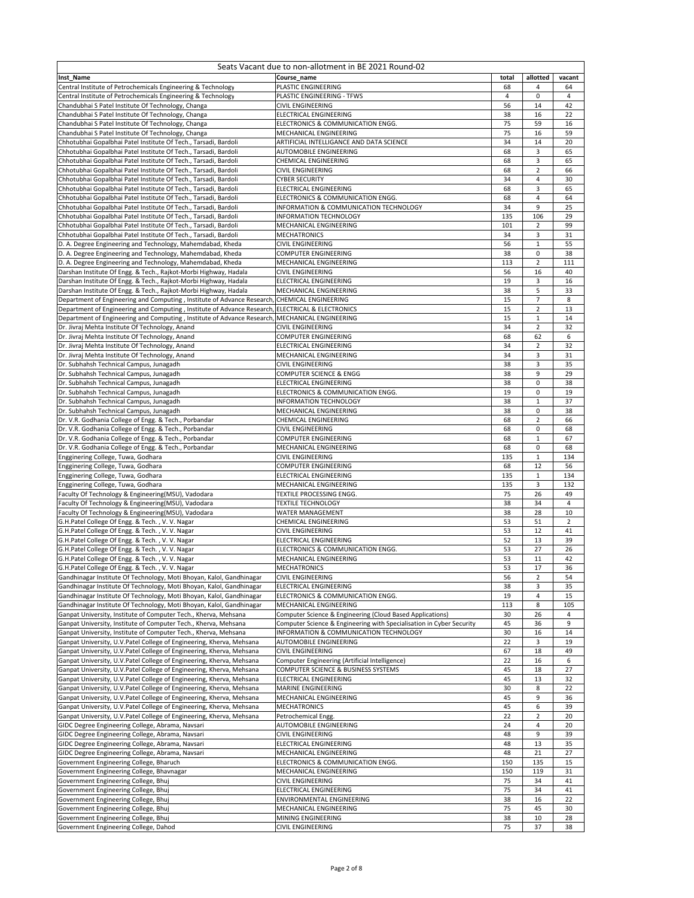| Seats Vacant due to non-allotment in BE 2021 Round-02 | | | | |
|---|---|---|---|---|
| Inst_Name | Course_name | total | allotted | vacant |
| Central Institute of Petrochemicals Engineering & Technology | PLASTIC ENGINEERING | 68 | 4 | 64 |
| Central Institute of Petrochemicals Engineering & Technology | PLASTIC ENGINEERING - TFWS | 4 | 0 | 4 |
| Chandubhai S Patel Institute Of Technology, Changa | CIVIL ENGINEERING | 56 | 14 | 42 |
| Chandubhai S Patel Institute Of Technology, Changa | ELECTRICAL ENGINEERING | 38 | 16 | 22 |
| Chandubhai S Patel Institute Of Technology, Changa | ELECTRONICS & COMMUNICATION ENGG. | 75 | 59 | 16 |
| Chandubhai S Patel Institute Of Technology, Changa | MECHANICAL ENGINEERING | 75 | 16 | 59 |
| Chhotubhai Gopalbhai Patel Institute Of Tech., Tarsadi, Bardoli | ARTIFICIAL INTELLIGANCE AND DATA SCIENCE | 34 | 14 | 20 |
| Chhotubhai Gopalbhai Patel Institute Of Tech., Tarsadi, Bardoli | AUTOMOBILE ENGINEERING | 68 | 3 | 65 |
| Chhotubhai Gopalbhai Patel Institute Of Tech., Tarsadi, Bardoli | CHEMICAL ENGINEERING | 68 | 3 | 65 |
| Chhotubhai Gopalbhai Patel Institute Of Tech., Tarsadi, Bardoli | CIVIL ENGINEERING | 68 | 2 | 66 |
| Chhotubhai Gopalbhai Patel Institute Of Tech., Tarsadi, Bardoli | CYBER SECURITY | 34 | 4 | 30 |
| Chhotubhai Gopalbhai Patel Institute Of Tech., Tarsadi, Bardoli | ELECTRICAL ENGINEERING | 68 | 3 | 65 |
| Chhotubhai Gopalbhai Patel Institute Of Tech., Tarsadi, Bardoli | ELECTRONICS & COMMUNICATION ENGG. | 68 | 4 | 64 |
| Chhotubhai Gopalbhai Patel Institute Of Tech., Tarsadi, Bardoli | INFORMATION & COMMUNICATION TECHNOLOGY | 34 | 9 | 25 |
| Chhotubhai Gopalbhai Patel Institute Of Tech., Tarsadi, Bardoli | INFORMATION TECHNOLOGY | 135 | 106 | 29 |
| Chhotubhai Gopalbhai Patel Institute Of Tech., Tarsadi, Bardoli | MECHANICAL ENGINEERING | 101 | 2 | 99 |
| Chhotubhai Gopalbhai Patel Institute Of Tech., Tarsadi, Bardoli | MECHATRONICS | 34 | 3 | 31 |
| D. A. Degree Engineering and Technology, Mahemdabad, Kheda | CIVIL ENGINEERING | 56 | 1 | 55 |
| D. A. Degree Engineering and Technology, Mahemdabad, Kheda | COMPUTER ENGINEERING | 38 | 0 | 38 |
| D. A. Degree Engineering and Technology, Mahemdabad, Kheda | MECHANICAL ENGINEERING | 113 | 2 | 111 |
| Darshan Institute Of Engg. & Tech., Rajkot-Morbi Highway, Hadala | CIVIL ENGINEERING | 56 | 16 | 40 |
| Darshan Institute Of Engg. & Tech., Rajkot-Morbi Highway, Hadala | ELECTRICAL ENGINEERING | 19 | 3 | 16 |
| Darshan Institute Of Engg. & Tech., Rajkot-Morbi Highway, Hadala | MECHANICAL ENGINEERING | 38 | 5 | 33 |
| Department of Engineering and Computing , Institute of Advance Research, | CHEMICAL ENGINEERING | 15 | 7 | 8 |
| Department of Engineering and Computing , Institute of Advance Research, | ELECTRICAL & ELECTRONICS | 15 | 2 | 13 |
| Department of Engineering and Computing , Institute of Advance Research, | MECHANICAL ENGINEERING | 15 | 1 | 14 |
| Dr. Jivraj Mehta Institute Of Technology, Anand | CIVIL ENGINEERING | 34 | 2 | 32 |
| Dr. Jivraj Mehta Institute Of Technology, Anand | COMPUTER ENGINEERING | 68 | 62 | 6 |
| Dr. Jivraj Mehta Institute Of Technology, Anand | ELECTRICAL ENGINEERING | 34 | 2 | 32 |
| Dr. Jivraj Mehta Institute Of Technology, Anand | MECHANICAL ENGINEERING | 34 | 3 | 31 |
| Dr. Subhahsh Technical Campus, Junagadh | CIVIL ENGINEERING | 38 | 3 | 35 |
| Dr. Subhahsh Technical Campus, Junagadh | COMPUTER SCIENCE & ENGG | 38 | 9 | 29 |
| Dr. Subhahsh Technical Campus, Junagadh | ELECTRICAL ENGINEERING | 38 | 0 | 38 |
| Dr. Subhahsh Technical Campus, Junagadh | ELECTRONICS & COMMUNICATION ENGG. | 19 | 0 | 19 |
| Dr. Subhahsh Technical Campus, Junagadh | INFORMATION TECHNOLOGY | 38 | 1 | 37 |
| Dr. Subhahsh Technical Campus, Junagadh | MECHANICAL ENGINEERING | 38 | 0 | 38 |
| Dr. V.R. Godhania College of Engg. & Tech., Porbandar | CHEMICAL ENGINEERING | 68 | 2 | 66 |
| Dr. V.R. Godhania College of Engg. & Tech., Porbandar | CIVIL ENGINEERING | 68 | 0 | 68 |
| Dr. V.R. Godhania College of Engg. & Tech., Porbandar | COMPUTER ENGINEERING | 68 | 1 | 67 |
| Dr. V.R. Godhania College of Engg. & Tech., Porbandar | MECHANICAL ENGINEERING | 68 | 0 | 68 |
| Engginering College, Tuwa, Godhara | CIVIL ENGINEERING | 135 | 1 | 134 |
| Engginering College, Tuwa, Godhara | COMPUTER ENGINEERING | 68 | 12 | 56 |
| Engginering College, Tuwa, Godhara | ELECTRICAL ENGINEERING | 135 | 1 | 134 |
| Engginering College, Tuwa, Godhara | MECHANICAL ENGINEERING | 135 | 3 | 132 |
| Faculty Of Technology & Engineering(MSU), Vadodara | TEXTILE PROCESSING ENGG. | 75 | 26 | 49 |
| Faculty Of Technology & Engineering(MSU), Vadodara | TEXTILE TECHNOLOGY | 38 | 34 | 4 |
| Faculty Of Technology & Engineering(MSU), Vadodara | WATER MANAGEMENT | 38 | 28 | 10 |
| G.H.Patel College Of Engg. & Tech. , V. V. Nagar | CHEMICAL ENGINEERING | 53 | 51 | 2 |
| G.H.Patel College Of Engg. & Tech. , V. V. Nagar | CIVIL ENGINEERING | 53 | 12 | 41 |
| G.H.Patel College Of Engg. & Tech. , V. V. Nagar | ELECTRICAL ENGINEERING | 52 | 13 | 39 |
| G.H.Patel College Of Engg. & Tech. , V. V. Nagar | ELECTRONICS & COMMUNICATION ENGG. | 53 | 27 | 26 |
| G.H.Patel College Of Engg. & Tech. , V. V. Nagar | MECHANICAL ENGINEERING | 53 | 11 | 42 |
| G.H.Patel College Of Engg. & Tech. , V. V. Nagar | MECHATRONICS | 53 | 17 | 36 |
| Gandhinagar Institute Of Technology, Moti Bhoyan, Kalol, Gandhinagar | CIVIL ENGINEERING | 56 | 2 | 54 |
| Gandhinagar Institute Of Technology, Moti Bhoyan, Kalol, Gandhinagar | ELECTRICAL ENGINEERING | 38 | 3 | 35 |
| Gandhinagar Institute Of Technology, Moti Bhoyan, Kalol, Gandhinagar | ELECTRONICS & COMMUNICATION ENGG. | 19 | 4 | 15 |
| Gandhinagar Institute Of Technology, Moti Bhoyan, Kalol, Gandhinagar | MECHANICAL ENGINEERING | 113 | 8 | 105 |
| Ganpat University, Institute of Computer Tech., Kherva, Mehsana | Computer Science & Engineering (Cloud Based Applications) | 30 | 26 | 4 |
| Ganpat University, Institute of Computer Tech., Kherva, Mehsana | Computer Science & Engineering with Specialisation in Cyber Security | 45 | 36 | 9 |
| Ganpat University, Institute of Computer Tech., Kherva, Mehsana | INFORMATION & COMMUNICATION TECHNOLOGY | 30 | 16 | 14 |
| Ganpat University, U.V.Patel College of Engineering, Kherva, Mehsana | AUTOMOBILE ENGINEERING | 22 | 3 | 19 |
| Ganpat University, U.V.Patel College of Engineering, Kherva, Mehsana | CIVIL ENGINEERING | 67 | 18 | 49 |
| Ganpat University, U.V.Patel College of Engineering, Kherva, Mehsana | Computer Engineering (Artificial Intelligence) | 22 | 16 | 6 |
| Ganpat University, U.V.Patel College of Engineering, Kherva, Mehsana | COMPUTER SCIENCE & BUSINESS SYSTEMS | 45 | 18 | 27 |
| Ganpat University, U.V.Patel College of Engineering, Kherva, Mehsana | ELECTRICAL ENGINEERING | 45 | 13 | 32 |
| Ganpat University, U.V.Patel College of Engineering, Kherva, Mehsana | MARINE ENGINEERING | 30 | 8 | 22 |
| Ganpat University, U.V.Patel College of Engineering, Kherva, Mehsana | MECHANICAL ENGINEERING | 45 | 9 | 36 |
| Ganpat University, U.V.Patel College of Engineering, Kherva, Mehsana | MECHATRONICS | 45 | 6 | 39 |
| Ganpat University, U.V.Patel College of Engineering, Kherva, Mehsana | Petrochemical Engg. | 22 | 2 | 20 |
| GIDC Degree Engineering College, Abrama, Navsari | AUTOMOBILE ENGINEERING | 24 | 4 | 20 |
| GIDC Degree Engineering College, Abrama, Navsari | CIVIL ENGINEERING | 48 | 9 | 39 |
| GIDC Degree Engineering College, Abrama, Navsari | ELECTRICAL ENGINEERING | 48 | 13 | 35 |
| GIDC Degree Engineering College, Abrama, Navsari | MECHANICAL ENGINEERING | 48 | 21 | 27 |
| Government Engineering College, Bharuch | ELECTRONICS & COMMUNICATION ENGG. | 150 | 135 | 15 |
| Government Engineering College, Bhavnagar | MECHANICAL ENGINEERING | 150 | 119 | 31 |
| Government Engineering College, Bhuj | CIVIL ENGINEERING | 75 | 34 | 41 |
| Government Engineering College, Bhuj | ELECTRICAL ENGINEERING | 75 | 34 | 41 |
| Government Engineering College, Bhuj | ENVIRONMENTAL ENGINEERING | 38 | 16 | 22 |
| Government Engineering College, Bhuj | MECHANICAL ENGINEERING | 75 | 45 | 30 |
| Government Engineering College, Bhuj | MINING ENGINEERING | 38 | 10 | 28 |
| Government Engineering College, Dahod | CIVIL ENGINEERING | 75 | 37 | 38 |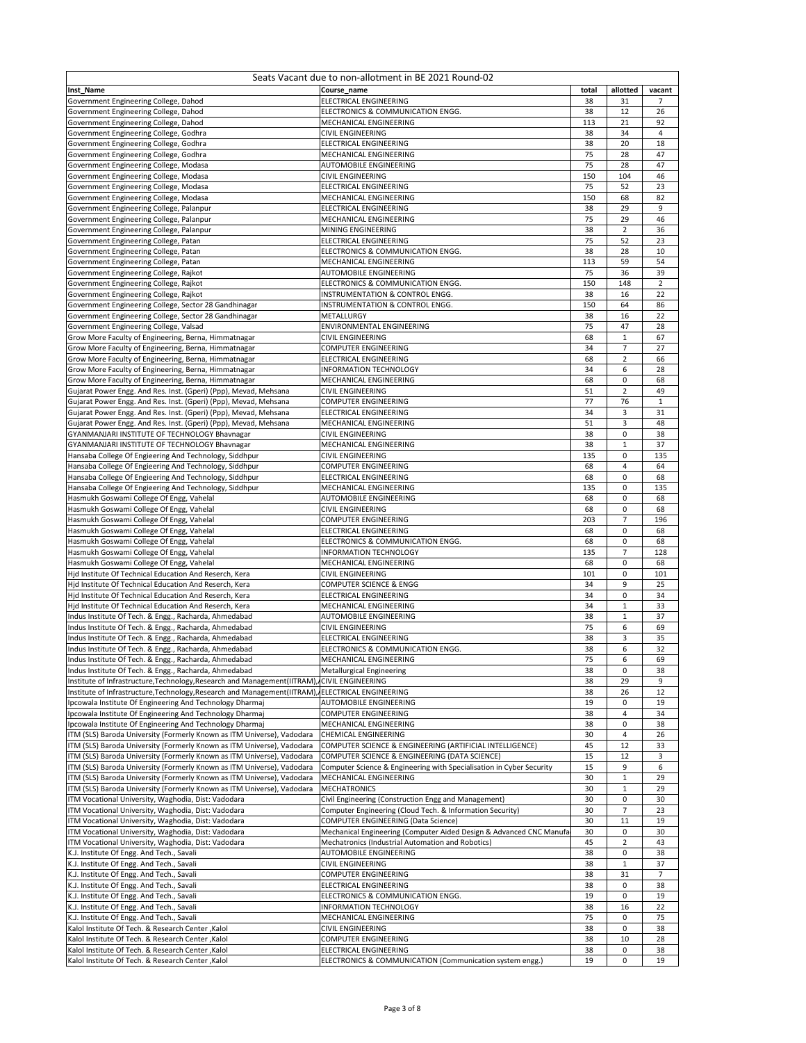| Seats Vacant due to non-allotment in BE 2021 Round-02 | | | | |
|---|---|---|---|---|
| **Inst_Name** | **Course_name** | **total** | **allotted** | **vacant** |
| Government Engineering College, Dahod | ELECTRICAL ENGINEERING | 38 | 31 | 7 |
| Government Engineering College, Dahod | ELECTRONICS & COMMUNICATION ENGG. | 38 | 12 | 26 |
| Government Engineering College, Dahod | MECHANICAL ENGINEERING | 113 | 21 | 92 |
| Government Engineering College, Godhra | CIVIL ENGINEERING | 38 | 34 | 4 |
| Government Engineering College, Godhra | ELECTRICAL ENGINEERING | 38 | 20 | 18 |
| Government Engineering College, Godhra | MECHANICAL ENGINEERING | 75 | 28 | 47 |
| Government Engineering College, Modasa | AUTOMOBILE ENGINEERING | 75 | 28 | 47 |
| Government Engineering College, Modasa | CIVIL ENGINEERING | 150 | 104 | 46 |
| Government Engineering College, Modasa | ELECTRICAL ENGINEERING | 75 | 52 | 23 |
| Government Engineering College, Modasa | MECHANICAL ENGINEERING | 150 | 68 | 82 |
| Government Engineering College, Palanpur | ELECTRICAL ENGINEERING | 38 | 29 | 9 |
| Government Engineering College, Palanpur | MECHANICAL ENGINEERING | 75 | 29 | 46 |
| Government Engineering College, Palanpur | MINING ENGINEERING | 38 | 2 | 36 |
| Government Engineering College, Patan | ELECTRICAL ENGINEERING | 75 | 52 | 23 |
| Government Engineering College, Patan | ELECTRONICS & COMMUNICATION ENGG. | 38 | 28 | 10 |
| Government Engineering College, Patan | MECHANICAL ENGINEERING | 113 | 59 | 54 |
| Government Engineering College, Rajkot | AUTOMOBILE ENGINEERING | 75 | 36 | 39 |
| Government Engineering College, Rajkot | ELECTRONICS & COMMUNICATION ENGG. | 150 | 148 | 2 |
| Government Engineering College, Rajkot | INSTRUMENTATION & CONTROL ENGG. | 38 | 16 | 22 |
| Government Engineering College, Sector 28 Gandhinagar | INSTRUMENTATION & CONTROL ENGG. | 150 | 64 | 86 |
| Government Engineering College, Sector 28 Gandhinagar | METALLURGY | 38 | 16 | 22 |
| Government Engineering College, Valsad | ENVIRONMENTAL ENGINEERING | 75 | 47 | 28 |
| Grow More Faculty of Engineering, Berna, Himmatnagar | CIVIL ENGINEERING | 68 | 1 | 67 |
| Grow More Faculty of Engineering, Berna, Himmatnagar | COMPUTER ENGINEERING | 34 | 7 | 27 |
| Grow More Faculty of Engineering, Berna, Himmatnagar | ELECTRICAL ENGINEERING | 68 | 2 | 66 |
| Grow More Faculty of Engineering, Berna, Himmatnagar | INFORMATION TECHNOLOGY | 34 | 6 | 28 |
| Grow More Faculty of Engineering, Berna, Himmatnagar | MECHANICAL ENGINEERING | 68 | 0 | 68 |
| Gujarat Power Engg. And Res. Inst. (Gperi) (Ppp), Mevad, Mehsana | CIVIL ENGINEERING | 51 | 2 | 49 |
| Gujarat Power Engg. And Res. Inst. (Gperi) (Ppp), Mevad, Mehsana | COMPUTER ENGINEERING | 77 | 76 | 1 |
| Gujarat Power Engg. And Res. Inst. (Gperi) (Ppp), Mevad, Mehsana | ELECTRICAL ENGINEERING | 34 | 3 | 31 |
| Gujarat Power Engg. And Res. Inst. (Gperi) (Ppp), Mevad, Mehsana | MECHANICAL ENGINEERING | 51 | 3 | 48 |
| GYANMANJARI INSTITUTE OF TECHNOLOGY Bhavnagar | CIVIL ENGINEERING | 38 | 0 | 38 |
| GYANMANJARI INSTITUTE OF TECHNOLOGY Bhavnagar | MECHANICAL ENGINEERING | 38 | 1 | 37 |
| Hansaba College Of Engieering And Technology, Siddhpur | CIVIL ENGINEERING | 135 | 0 | 135 |
| Hansaba College Of Engieering And Technology, Siddhpur | COMPUTER ENGINEERING | 68 | 4 | 64 |
| Hansaba College Of Engieering And Technology, Siddhpur | ELECTRICAL ENGINEERING | 68 | 0 | 68 |
| Hansaba College Of Engieering And Technology, Siddhpur | MECHANICAL ENGINEERING | 135 | 0 | 135 |
| Hasmukh Goswami College Of Engg, Vahelal | AUTOMOBILE ENGINEERING | 68 | 0 | 68 |
| Hasmukh Goswami College Of Engg, Vahelal | CIVIL ENGINEERING | 68 | 0 | 68 |
| Hasmukh Goswami College Of Engg, Vahelal | COMPUTER ENGINEERING | 203 | 7 | 196 |
| Hasmukh Goswami College Of Engg, Vahelal | ELECTRICAL ENGINEERING | 68 | 0 | 68 |
| Hasmukh Goswami College Of Engg, Vahelal | ELECTRONICS & COMMUNICATION ENGG. | 68 | 0 | 68 |
| Hasmukh Goswami College Of Engg, Vahelal | INFORMATION TECHNOLOGY | 135 | 7 | 128 |
| Hasmukh Goswami College Of Engg, Vahelal | MECHANICAL ENGINEERING | 68 | 0 | 68 |
| Hjd Institute Of Technical Education And Reserch, Kera | CIVIL ENGINEERING | 101 | 0 | 101 |
| Hjd Institute Of Technical Education And Reserch, Kera | COMPUTER SCIENCE & ENGG | 34 | 9 | 25 |
| Hjd Institute Of Technical Education And Reserch, Kera | ELECTRICAL ENGINEERING | 34 | 0 | 34 |
| Hjd Institute Of Technical Education And Reserch, Kera | MECHANICAL ENGINEERING | 34 | 1 | 33 |
| Indus Institute Of Tech. & Engg., Racharda, Ahmedabad | AUTOMOBILE ENGINEERING | 38 | 1 | 37 |
| Indus Institute Of Tech. & Engg., Racharda, Ahmedabad | CIVIL ENGINEERING | 75 | 6 | 69 |
| Indus Institute Of Tech. & Engg., Racharda, Ahmedabad | ELECTRICAL ENGINEERING | 38 | 3 | 35 |
| Indus Institute Of Tech. & Engg., Racharda, Ahmedabad | ELECTRONICS & COMMUNICATION ENGG. | 38 | 6 | 32 |
| Indus Institute Of Tech. & Engg., Racharda, Ahmedabad | MECHANICAL ENGINEERING | 75 | 6 | 69 |
| Indus Institute Of Tech. & Engg., Racharda, Ahmedabad | Metallurgical Engineering | 38 | 0 | 38 |
| Institute of Infrastructure,Technology,Research and Management(IITRAM), | CIVIL ENGINEERING | 38 | 29 | 9 |
| Institute of Infrastructure,Technology,Research and Management(IITRAM), | ELECTRICAL ENGINEERING | 38 | 26 | 12 |
| Ipcowala Institute Of Engineering And Technology Dharmaj | AUTOMOBILE ENGINEERING | 19 | 0 | 19 |
| Ipcowala Institute Of Engineering And Technology Dharmaj | COMPUTER ENGINEERING | 38 | 4 | 34 |
| Ipcowala Institute Of Engineering And Technology Dharmaj | MECHANICAL ENGINEERING | 38 | 0 | 38 |
| ITM (SLS) Baroda University (Formerly Known as ITM Universe), Vadodara | CHEMICAL ENGINEERING | 30 | 4 | 26 |
| ITM (SLS) Baroda University (Formerly Known as ITM Universe), Vadodara | COMPUTER SCIENCE & ENGINEERING (ARTIFICIAL INTELLIGENCE) | 45 | 12 | 33 |
| ITM (SLS) Baroda University (Formerly Known as ITM Universe), Vadodara | COMPUTER SCIENCE & ENGINEERING (DATA SCIENCE) | 15 | 12 | 3 |
| ITM (SLS) Baroda University (Formerly Known as ITM Universe), Vadodara | Computer Science & Engineering with Specialisation in Cyber Security | 15 | 9 | 6 |
| ITM (SLS) Baroda University (Formerly Known as ITM Universe), Vadodara | MECHANICAL ENGINEERING | 30 | 1 | 29 |
| ITM (SLS) Baroda University (Formerly Known as ITM Universe), Vadodara | MECHATRONICS | 30 | 1 | 29 |
| ITM Vocational University, Waghodia, Dist: Vadodara | Civil Engineering (Construction Engg and Management) | 30 | 0 | 30 |
| ITM Vocational University, Waghodia, Dist: Vadodara | Computer Engineering (Cloud Tech. & Information Security) | 30 | 7 | 23 |
| ITM Vocational University, Waghodia, Dist: Vadodara | COMPUTER ENGINEERING (Data Science) | 30 | 11 | 19 |
| ITM Vocational University, Waghodia, Dist: Vadodara | Mechanical Engineering (Computer Aided Design & Advanced CNC Manufa | 30 | 0 | 30 |
| ITM Vocational University, Waghodia, Dist: Vadodara | Mechatronics (Industrial Automation and Robotics) | 45 | 2 | 43 |
| K.J. Institute Of Engg. And Tech., Savali | AUTOMOBILE ENGINEERING | 38 | 0 | 38 |
| K.J. Institute Of Engg. And Tech., Savali | CIVIL ENGINEERING | 38 | 1 | 37 |
| K.J. Institute Of Engg. And Tech., Savali | COMPUTER ENGINEERING | 38 | 31 | 7 |
| K.J. Institute Of Engg. And Tech., Savali | ELECTRICAL ENGINEERING | 38 | 0 | 38 |
| K.J. Institute Of Engg. And Tech., Savali | ELECTRONICS & COMMUNICATION ENGG. | 19 | 0 | 19 |
| K.J. Institute Of Engg. And Tech., Savali | INFORMATION TECHNOLOGY | 38 | 16 | 22 |
| K.J. Institute Of Engg. And Tech., Savali | MECHANICAL ENGINEERING | 75 | 0 | 75 |
| Kalol Institute Of Tech. & Research Center ,Kalol | CIVIL ENGINEERING | 38 | 0 | 38 |
| Kalol Institute Of Tech. & Research Center ,Kalol | COMPUTER ENGINEERING | 38 | 10 | 28 |
| Kalol Institute Of Tech. & Research Center ,Kalol | ELECTRICAL ENGINEERING | 38 | 0 | 38 |
| Kalol Institute Of Tech. & Research Center ,Kalol | ELECTRONICS & COMMUNICATION (Communication system engg.) | 19 | 0 | 19 |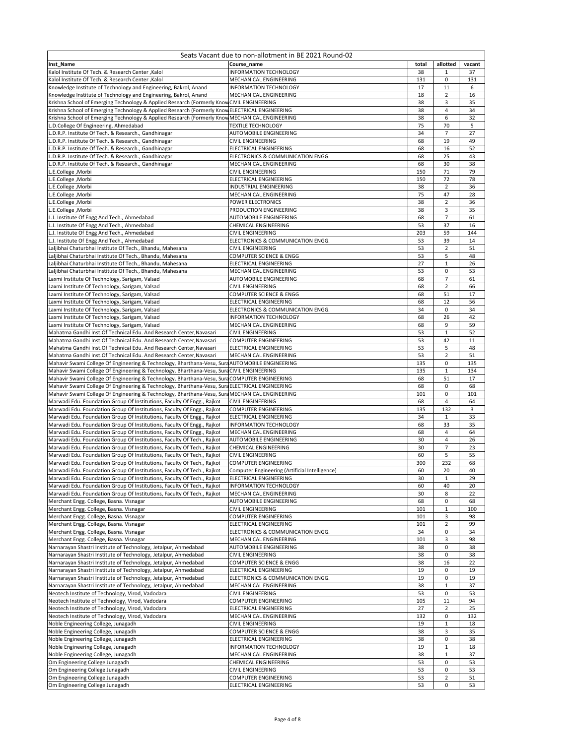| Seats Vacant due to non-allotment in BE 2021 Round-02 | | | | |
|---|---|---|---|---|
| **Inst_Name** | **Course_name** | **total** | **allotted** | **vacant** |
| Kalol Institute Of Tech. & Research Center ,Kalol | INFORMATION TECHNOLOGY | 38 | 1 | 37 |
| Kalol Institute Of Tech. & Research Center ,Kalol | MECHANICAL ENGINEERING | 131 | 0 | 131 |
| Knowledge Institute of Technology and Engineering, Bakrol, Anand | INFORMATION TECHNOLOGY | 17 | 11 | 6 |
| Knowledge Institute of Technology and Engineering, Bakrol, Anand | MECHANICAL ENGINEERING | 18 | 2 | 16 |
| Krishna School of Emerging Technology & Applied Research (Formerly Know | CIVIL ENGINEERING | 38 | 3 | 35 |
| Krishna School of Emerging Technology & Applied Research (Formerly Know | ELECTRICAL ENGINEERING | 38 | 4 | 34 |
| Krishna School of Emerging Technology & Applied Research (Formerly Know | MECHANICAL ENGINEERING | 38 | 6 | 32 |
| L.D.College Of Engineering, Ahmedabad | TEXTILE TECHNOLOGY | 75 | 70 | 5 |
| L.D.R.P. Institute Of Tech. & Research., Gandhinagar | AUTOMOBILE ENGINEERING | 34 | 7 | 27 |
| L.D.R.P. Institute Of Tech. & Research., Gandhinagar | CIVIL ENGINEERING | 68 | 19 | 49 |
| L.D.R.P. Institute Of Tech. & Research., Gandhinagar | ELECTRICAL ENGINEERING | 68 | 16 | 52 |
| L.D.R.P. Institute Of Tech. & Research., Gandhinagar | ELECTRONICS & COMMUNICATION ENGG. | 68 | 25 | 43 |
| L.D.R.P. Institute Of Tech. & Research., Gandhinagar | MECHANICAL ENGINEERING | 68 | 30 | 38 |
| L.E.College ,Morbi | CIVIL ENGINEERING | 150 | 71 | 79 |
| L.E.College ,Morbi | ELECTRICAL ENGINEERING | 150 | 72 | 78 |
| L.E.College ,Morbi | INDUSTRIAL ENGINEERING | 38 | 2 | 36 |
| L.E.College ,Morbi | MECHANICAL ENGINEERING | 75 | 47 | 28 |
| L.E.College ,Morbi | POWER ELECTRONICS | 38 | 2 | 36 |
| L.E.College ,Morbi | PRODUCTION ENGINEERING | 38 | 3 | 35 |
| L.J. Institute Of Engg And Tech., Ahmedabad | AUTOMOBILE ENGINEERING | 68 | 7 | 61 |
| L.J. Institute Of Engg And Tech., Ahmedabad | CHEMICAL ENGINEERING | 53 | 37 | 16 |
| L.J. Institute Of Engg And Tech., Ahmedabad | CIVIL ENGINEERING | 203 | 59 | 144 |
| L.J. Institute Of Engg And Tech., Ahmedabad | ELECTRONICS & COMMUNICATION ENGG. | 53 | 39 | 14 |
| Laljibhai Chaturbhai Institute Of Tech., Bhandu, Mahesana | CIVIL ENGINEERING | 53 | 2 | 51 |
| Laljibhai Chaturbhai Institute Of Tech., Bhandu, Mahesana | COMPUTER SCIENCE & ENGG | 53 | 5 | 48 |
| Laljibhai Chaturbhai Institute Of Tech., Bhandu, Mahesana | ELECTRICAL ENGINEERING | 27 | 1 | 26 |
| Laljibhai Chaturbhai Institute Of Tech., Bhandu, Mahesana | MECHANICAL ENGINEERING | 53 | 0 | 53 |
| Laxmi Institute Of Technology, Sarigam, Valsad | AUTOMOBILE ENGINEERING | 68 | 7 | 61 |
| Laxmi Institute Of Technology, Sarigam, Valsad | CIVIL ENGINEERING | 68 | 2 | 66 |
| Laxmi Institute Of Technology, Sarigam, Valsad | COMPUTER SCIENCE & ENGG | 68 | 51 | 17 |
| Laxmi Institute Of Technology, Sarigam, Valsad | ELECTRICAL ENGINEERING | 68 | 12 | 56 |
| Laxmi Institute Of Technology, Sarigam, Valsad | ELECTRONICS & COMMUNICATION ENGG. | 34 | 0 | 34 |
| Laxmi Institute Of Technology, Sarigam, Valsad | INFORMATION TECHNOLOGY | 68 | 26 | 42 |
| Laxmi Institute Of Technology, Sarigam, Valsad | MECHANICAL ENGINEERING | 68 | 9 | 59 |
| Mahatma Gandhi Inst.Of Technical Edu. And Research Center,Navasari | CIVIL ENGINEERING | 53 | 1 | 52 |
| Mahatma Gandhi Inst.Of Technical Edu. And Research Center,Navasari | COMPUTER ENGINEERING | 53 | 42 | 11 |
| Mahatma Gandhi Inst.Of Technical Edu. And Research Center,Navasari | ELECTRICAL ENGINEERING | 53 | 5 | 48 |
| Mahatma Gandhi Inst.Of Technical Edu. And Research Center,Navasari | MECHANICAL ENGINEERING | 53 | 2 | 51 |
| Mahavir Swami College Of Engineering & Technology, Bharthana-Vesu, Sura | AUTOMOBILE ENGINEERING | 135 | 0 | 135 |
| Mahavir Swami College Of Engineering & Technology, Bharthana-Vesu, Sura | CIVIL ENGINEERING | 135 | 1 | 134 |
| Mahavir Swami College Of Engineering & Technology, Bharthana-Vesu, Sura | COMPUTER ENGINEERING | 68 | 51 | 17 |
| Mahavir Swami College Of Engineering & Technology, Bharthana-Vesu, Sura | ELECTRICAL ENGINEERING | 68 | 0 | 68 |
| Mahavir Swami College Of Engineering & Technology, Bharthana-Vesu, Sura | MECHANICAL ENGINEERING | 101 | 0 | 101 |
| Marwadi Edu. Foundation Group Of Institutions, Faculty Of Engg., Rajkot | CIVIL ENGINEERING | 68 | 4 | 64 |
| Marwadi Edu. Foundation Group Of Institutions, Faculty Of Engg., Rajkot | COMPUTER ENGINEERING | 135 | 132 | 3 |
| Marwadi Edu. Foundation Group Of Institutions, Faculty Of Engg., Rajkot | ELECTRICAL ENGINEERING | 34 | 1 | 33 |
| Marwadi Edu. Foundation Group Of Institutions, Faculty Of Engg., Rajkot | INFORMATION TECHNOLOGY | 68 | 33 | 35 |
| Marwadi Edu. Foundation Group Of Institutions, Faculty Of Engg., Rajkot | MECHANICAL ENGINEERING | 68 | 4 | 64 |
| Marwadi Edu. Foundation Group Of Institutions, Faculty Of Tech., Rajkot | AUTOMOBILE ENGINEERING | 30 | 4 | 26 |
| Marwadi Edu. Foundation Group Of Institutions, Faculty Of Tech., Rajkot | CHEMICAL ENGINEERING | 30 | 7 | 23 |
| Marwadi Edu. Foundation Group Of Institutions, Faculty Of Tech., Rajkot | CIVIL ENGINEERING | 60 | 5 | 55 |
| Marwadi Edu. Foundation Group Of Institutions, Faculty Of Tech., Rajkot | COMPUTER ENGINEERING | 300 | 232 | 68 |
| Marwadi Edu. Foundation Group Of Institutions, Faculty Of Tech., Rajkot | Computer Engineering (Artificial Intelligence) | 60 | 20 | 40 |
| Marwadi Edu. Foundation Group Of Institutions, Faculty Of Tech., Rajkot | ELECTRICAL ENGINEERING | 30 | 1 | 29 |
| Marwadi Edu. Foundation Group Of Institutions, Faculty Of Tech., Rajkot | INFORMATION TECHNOLOGY | 60 | 40 | 20 |
| Marwadi Edu. Foundation Group Of Institutions, Faculty Of Tech., Rajkot | MECHANICAL ENGINEERING | 30 | 8 | 22 |
| Merchant Engg. College, Basna. Visnagar | AUTOMOBILE ENGINEERING | 68 | 0 | 68 |
| Merchant Engg. College, Basna. Visnagar | CIVIL ENGINEERING | 101 | 1 | 100 |
| Merchant Engg. College, Basna. Visnagar | COMPUTER ENGINEERING | 101 | 3 | 98 |
| Merchant Engg. College, Basna. Visnagar | ELECTRICAL ENGINEERING | 101 | 2 | 99 |
| Merchant Engg. College, Basna. Visnagar | ELECTRONICS & COMMUNICATION ENGG. | 34 | 0 | 34 |
| Merchant Engg. College, Basna. Visnagar | MECHANICAL ENGINEERING | 101 | 3 | 98 |
| Narnarayan Shastri Institute of Technology, Jetalpur, Ahmedabad | AUTOMOBILE ENGINEERING | 38 | 0 | 38 |
| Narnarayan Shastri Institute of Technology, Jetalpur, Ahmedabad | CIVIL ENGINEERING | 38 | 0 | 38 |
| Narnarayan Shastri Institute of Technology, Jetalpur, Ahmedabad | COMPUTER SCIENCE & ENGG | 38 | 16 | 22 |
| Narnarayan Shastri Institute of Technology, Jetalpur, Ahmedabad | ELECTRICAL ENGINEERING | 19 | 0 | 19 |
| Narnarayan Shastri Institute of Technology, Jetalpur, Ahmedabad | ELECTRONICS & COMMUNICATION ENGG. | 19 | 0 | 19 |
| Narnarayan Shastri Institute of Technology, Jetalpur, Ahmedabad | MECHANICAL ENGINEERING | 38 | 1 | 37 |
| Neotech Institute of Technology, Virod, Vadodara | CIVIL ENGINEERING | 53 | 0 | 53 |
| Neotech Institute of Technology, Virod, Vadodara | COMPUTER ENGINEERING | 105 | 11 | 94 |
| Neotech Institute of Technology, Virod, Vadodara | ELECTRICAL ENGINEERING | 27 | 2 | 25 |
| Neotech Institute of Technology, Virod, Vadodara | MECHANICAL ENGINEERING | 132 | 0 | 132 |
| Noble Engineering College, Junagadh | CIVIL ENGINEERING | 19 | 1 | 18 |
| Noble Engineering College, Junagadh | COMPUTER SCIENCE & ENGG | 38 | 3 | 35 |
| Noble Engineering College, Junagadh | ELECTRICAL ENGINEERING | 38 | 0 | 38 |
| Noble Engineering College, Junagadh | INFORMATION TECHNOLOGY | 19 | 1 | 18 |
| Noble Engineering College, Junagadh | MECHANICAL ENGINEERING | 38 | 1 | 37 |
| Om Engineering College Junagadh | CHEMICAL ENGINEERING | 53 | 0 | 53 |
| Om Engineering College Junagadh | CIVIL ENGINEERING | 53 | 0 | 53 |
| Om Engineering College Junagadh | COMPUTER ENGINEERING | 53 | 2 | 51 |
| Om Engineering College Junagadh | ELECTRICAL ENGINEERING | 53 | 0 | 53 |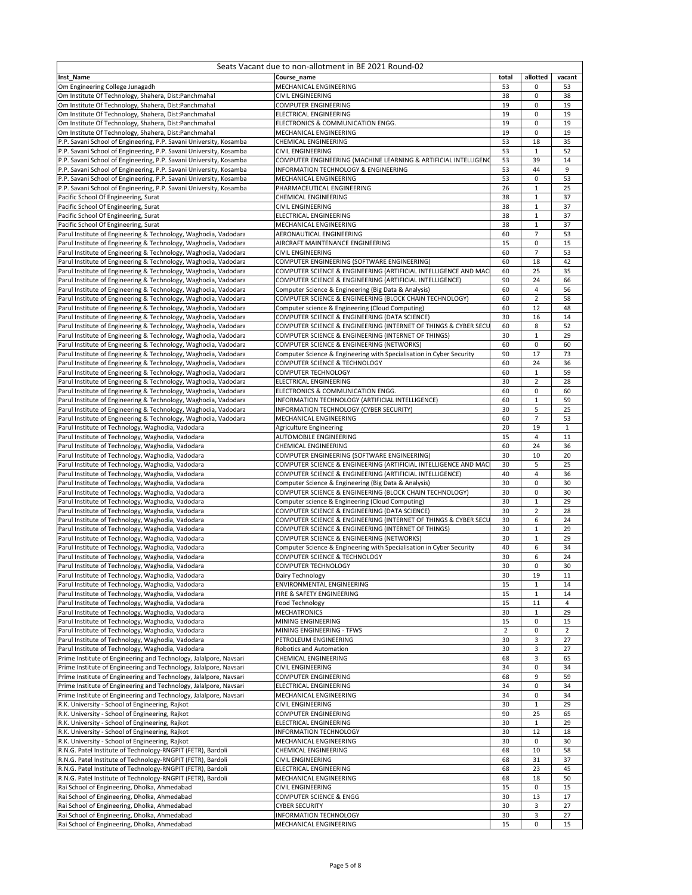| Seats Vacant due to non-allotment in BE 2021 Round-02 | | | | |
|---|---|---|---|---|
| **Inst_Name** | **Course_name** | **total** | **allotted** | **vacant** |
| Om Engineering College Junagadh | MECHANICAL ENGINEERING | 53 | 0 | 53 |
| Om Institute Of Technology, Shahera, Dist:Panchmahal | CIVIL ENGINEERING | 38 | 0 | 38 |
| Om Institute Of Technology, Shahera, Dist:Panchmahal | COMPUTER ENGINEERING | 19 | 0 | 19 |
| Om Institute Of Technology, Shahera, Dist:Panchmahal | ELECTRICAL ENGINEERING | 19 | 0 | 19 |
| Om Institute Of Technology, Shahera, Dist:Panchmahal | ELECTRONICS & COMMUNICATION ENGG. | 19 | 0 | 19 |
| Om Institute Of Technology, Shahera, Dist:Panchmahal | MECHANICAL ENGINEERING | 19 | 0 | 19 |
| P.P. Savani School of Engineering, P.P. Savani University, Kosamba | CHEMICAL ENGINEERING | 53 | 18 | 35 |
| P.P. Savani School of Engineering, P.P. Savani University, Kosamba | CIVIL ENGINEERING | 53 | 1 | 52 |
| P.P. Savani School of Engineering, P.P. Savani University, Kosamba | COMPUTER ENGINEERING (MACHINE LEARNING & ARTIFICIAL INTELLIGENC | 53 | 39 | 14 |
| P.P. Savani School of Engineering, P.P. Savani University, Kosamba | INFORMATION TECHNOLOGY & ENGINEERING | 53 | 44 | 9 |
| P.P. Savani School of Engineering, P.P. Savani University, Kosamba | MECHANICAL ENGINEERING | 53 | 0 | 53 |
| P.P. Savani School of Engineering, P.P. Savani University, Kosamba | PHARMACEUTICAL ENGINEERING | 26 | 1 | 25 |
| Pacific School Of Engineering, Surat | CHEMICAL ENGINEERING | 38 | 1 | 37 |
| Pacific School Of Engineering, Surat | CIVIL ENGINEERING | 38 | 1 | 37 |
| Pacific School Of Engineering, Surat | ELECTRICAL ENGINEERING | 38 | 1 | 37 |
| Pacific School Of Engineering, Surat | MECHANICAL ENGINEERING | 38 | 1 | 37 |
| Parul Institute of Engineering & Technology, Waghodia, Vadodara | AERONAUTICAL ENGINEERING | 60 | 7 | 53 |
| Parul Institute of Engineering & Technology, Waghodia, Vadodara | AIRCRAFT MAINTENANCE ENGINEERING | 15 | 0 | 15 |
| Parul Institute of Engineering & Technology, Waghodia, Vadodara | CIVIL ENGINEERING | 60 | 7 | 53 |
| Parul Institute of Engineering & Technology, Waghodia, Vadodara | COMPUTER ENGINEERING (SOFTWARE ENGINEERING) | 60 | 18 | 42 |
| Parul Institute of Engineering & Technology, Waghodia, Vadodara | COMPUTER SCIENCE & ENGINEERING (ARTIFICIAL INTELLIGENCE AND MAC | 60 | 25 | 35 |
| Parul Institute of Engineering & Technology, Waghodia, Vadodara | COMPUTER SCIENCE & ENGINEERING (ARTIFICIAL INTELLIGENCE) | 90 | 24 | 66 |
| Parul Institute of Engineering & Technology, Waghodia, Vadodara | Computer Science & Engineering (Big Data & Analysis) | 60 | 4 | 56 |
| Parul Institute of Engineering & Technology, Waghodia, Vadodara | COMPUTER SCIENCE & ENGINEERING (BLOCK CHAIN TECHNOLOGY) | 60 | 2 | 58 |
| Parul Institute of Engineering & Technology, Waghodia, Vadodara | Computer science & Engineering (Cloud Computing) | 60 | 12 | 48 |
| Parul Institute of Engineering & Technology, Waghodia, Vadodara | COMPUTER SCIENCE & ENGINEERING (DATA SCIENCE) | 30 | 16 | 14 |
| Parul Institute of Engineering & Technology, Waghodia, Vadodara | COMPUTER SCIENCE & ENGINEERING (INTERNET OF THINGS & CYBER SECU | 60 | 8 | 52 |
| Parul Institute of Engineering & Technology, Waghodia, Vadodara | COMPUTER SCIENCE & ENGINEERING (INTERNET OF THINGS) | 30 | 1 | 29 |
| Parul Institute of Engineering & Technology, Waghodia, Vadodara | COMPUTER SCIENCE & ENGINEERING (NETWORKS) | 60 | 0 | 60 |
| Parul Institute of Engineering & Technology, Waghodia, Vadodara | Computer Science & Engineering with Specialisation in Cyber Security | 90 | 17 | 73 |
| Parul Institute of Engineering & Technology, Waghodia, Vadodara | COMPUTER SCIENCE & TECHNOLOGY | 60 | 24 | 36 |
| Parul Institute of Engineering & Technology, Waghodia, Vadodara | COMPUTER TECHNOLOGY | 60 | 1 | 59 |
| Parul Institute of Engineering & Technology, Waghodia, Vadodara | ELECTRICAL ENGINEERING | 30 | 2 | 28 |
| Parul Institute of Engineering & Technology, Waghodia, Vadodara | ELECTRONICS & COMMUNICATION ENGG. | 60 | 0 | 60 |
| Parul Institute of Engineering & Technology, Waghodia, Vadodara | INFORMATION TECHNOLOGY (ARTIFICIAL INTELLIGENCE) | 60 | 1 | 59 |
| Parul Institute of Engineering & Technology, Waghodia, Vadodara | INFORMATION TECHNOLOGY (CYBER SECURITY) | 30 | 5 | 25 |
| Parul Institute of Engineering & Technology, Waghodia, Vadodara | MECHANICAL ENGINEERING | 60 | 7 | 53 |
| Parul Institute of Technology, Waghodia, Vadodara | Agriculture Engineering | 20 | 19 | 1 |
| Parul Institute of Technology, Waghodia, Vadodara | AUTOMOBILE ENGINEERING | 15 | 4 | 11 |
| Parul Institute of Technology, Waghodia, Vadodara | CHEMICAL ENGINEERING | 60 | 24 | 36 |
| Parul Institute of Technology, Waghodia, Vadodara | COMPUTER ENGINEERING (SOFTWARE ENGINEERING) | 30 | 10 | 20 |
| Parul Institute of Technology, Waghodia, Vadodara | COMPUTER SCIENCE & ENGINEERING (ARTIFICIAL INTELLIGENCE AND MAC | 30 | 5 | 25 |
| Parul Institute of Technology, Waghodia, Vadodara | COMPUTER SCIENCE & ENGINEERING (ARTIFICIAL INTELLIGENCE) | 40 | 4 | 36 |
| Parul Institute of Technology, Waghodia, Vadodara | Computer Science & Engineering (Big Data & Analysis) | 30 | 0 | 30 |
| Parul Institute of Technology, Waghodia, Vadodara | COMPUTER SCIENCE & ENGINEERING (BLOCK CHAIN TECHNOLOGY) | 30 | 0 | 30 |
| Parul Institute of Technology, Waghodia, Vadodara | Computer science & Engineering (Cloud Computing) | 30 | 1 | 29 |
| Parul Institute of Technology, Waghodia, Vadodara | COMPUTER SCIENCE & ENGINEERING (DATA SCIENCE) | 30 | 2 | 28 |
| Parul Institute of Technology, Waghodia, Vadodara | COMPUTER SCIENCE & ENGINEERING (INTERNET OF THINGS & CYBER SECU | 30 | 6 | 24 |
| Parul Institute of Technology, Waghodia, Vadodara | COMPUTER SCIENCE & ENGINEERING (INTERNET OF THINGS) | 30 | 1 | 29 |
| Parul Institute of Technology, Waghodia, Vadodara | COMPUTER SCIENCE & ENGINEERING (NETWORKS) | 30 | 1 | 29 |
| Parul Institute of Technology, Waghodia, Vadodara | Computer Science & Engineering with Specialisation in Cyber Security | 40 | 6 | 34 |
| Parul Institute of Technology, Waghodia, Vadodara | COMPUTER SCIENCE & TECHNOLOGY | 30 | 6 | 24 |
| Parul Institute of Technology, Waghodia, Vadodara | COMPUTER TECHNOLOGY | 30 | 0 | 30 |
| Parul Institute of Technology, Waghodia, Vadodara | Dairy Technology | 30 | 19 | 11 |
| Parul Institute of Technology, Waghodia, Vadodara | ENVIRONMENTAL ENGINEERING | 15 | 1 | 14 |
| Parul Institute of Technology, Waghodia, Vadodara | FIRE & SAFETY ENGINEERING | 15 | 1 | 14 |
| Parul Institute of Technology, Waghodia, Vadodara | Food Technology | 15 | 11 | 4 |
| Parul Institute of Technology, Waghodia, Vadodara | MECHATRONICS | 30 | 1 | 29 |
| Parul Institute of Technology, Waghodia, Vadodara | MINING ENGINEERING | 15 | 0 | 15 |
| Parul Institute of Technology, Waghodia, Vadodara | MINING ENGINEERING - TFWS | 2 | 0 | 2 |
| Parul Institute of Technology, Waghodia, Vadodara | PETROLEUM ENGINEERING | 30 | 3 | 27 |
| Parul Institute of Technology, Waghodia, Vadodara | Robotics and Automation | 30 | 3 | 27 |
| Prime Institute of Engineering and Technology, Jalalpore, Navsari | CHEMICAL ENGINEERING | 68 | 3 | 65 |
| Prime Institute of Engineering and Technology, Jalalpore, Navsari | CIVIL ENGINEERING | 34 | 0 | 34 |
| Prime Institute of Engineering and Technology, Jalalpore, Navsari | COMPUTER ENGINEERING | 68 | 9 | 59 |
| Prime Institute of Engineering and Technology, Jalalpore, Navsari | ELECTRICAL ENGINEERING | 34 | 0 | 34 |
| Prime Institute of Engineering and Technology, Jalalpore, Navsari | MECHANICAL ENGINEERING | 34 | 0 | 34 |
| R.K. University - School of Engineering, Rajkot | CIVIL ENGINEERING | 30 | 1 | 29 |
| R.K. University - School of Engineering, Rajkot | COMPUTER ENGINEERING | 90 | 25 | 65 |
| R.K. University - School of Engineering, Rajkot | ELECTRICAL ENGINEERING | 30 | 1 | 29 |
| R.K. University - School of Engineering, Rajkot | INFORMATION TECHNOLOGY | 30 | 12 | 18 |
| R.K. University - School of Engineering, Rajkot | MECHANICAL ENGINEERING | 30 | 0 | 30 |
| R.N.G. Patel Institute of Technology-RNGPIT (FETR), Bardoli | CHEMICAL ENGINEERING | 68 | 10 | 58 |
| R.N.G. Patel Institute of Technology-RNGPIT (FETR), Bardoli | CIVIL ENGINEERING | 68 | 31 | 37 |
| R.N.G. Patel Institute of Technology-RNGPIT (FETR), Bardoli | ELECTRICAL ENGINEERING | 68 | 23 | 45 |
| R.N.G. Patel Institute of Technology-RNGPIT (FETR), Bardoli | MECHANICAL ENGINEERING | 68 | 18 | 50 |
| Rai School of Engineering, Dholka, Ahmedabad | CIVIL ENGINEERING | 15 | 0 | 15 |
| Rai School of Engineering, Dholka, Ahmedabad | COMPUTER SCIENCE & ENGG | 30 | 13 | 17 |
| Rai School of Engineering, Dholka, Ahmedabad | CYBER SECURITY | 30 | 3 | 27 |
| Rai School of Engineering, Dholka, Ahmedabad | INFORMATION TECHNOLOGY | 30 | 3 | 27 |
| Rai School of Engineering, Dholka, Ahmedabad | MECHANICAL ENGINEERING | 15 | 0 | 15 |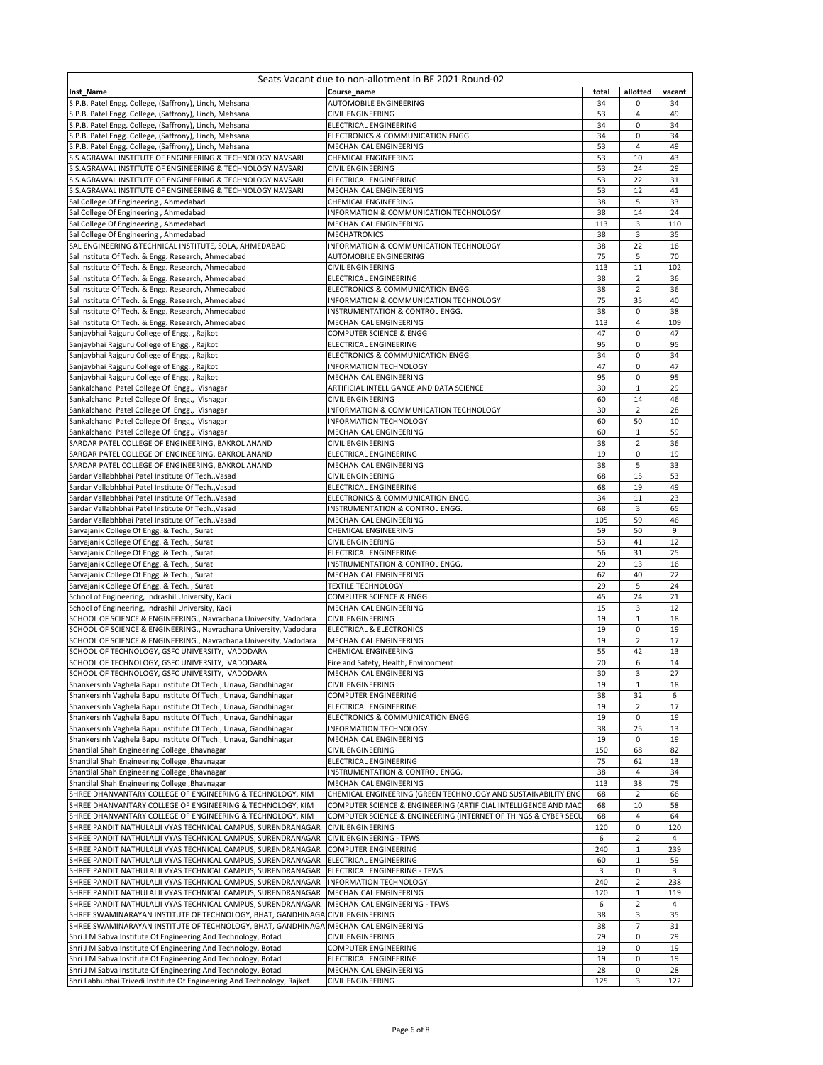| Seats Vacant due to non-allotment in BE 2021 Round-02 | | | | |
|---|---|---|---|---|
| **Inst_Name** | **Course_name** | **total** | **allotted** | **vacant** |
| S.P.B. Patel Engg. College, (Saffrony), Linch, Mehsana | AUTOMOBILE ENGINEERING | 34 | 0 | 34 |
| S.P.B. Patel Engg. College, (Saffrony), Linch, Mehsana | CIVIL ENGINEERING | 53 | 4 | 49 |
| S.P.B. Patel Engg. College, (Saffrony), Linch, Mehsana | ELECTRICAL ENGINEERING | 34 | 0 | 34 |
| S.P.B. Patel Engg. College, (Saffrony), Linch, Mehsana | ELECTRONICS & COMMUNICATION ENGG. | 34 | 0 | 34 |
| S.P.B. Patel Engg. College, (Saffrony), Linch, Mehsana | MECHANICAL ENGINEERING | 53 | 4 | 49 |
| S.S.AGRAWAL INSTITUTE OF ENGINEERING & TECHNOLOGY NAVSARI | CHEMICAL ENGINEERING | 53 | 10 | 43 |
| S.S.AGRAWAL INSTITUTE OF ENGINEERING & TECHNOLOGY NAVSARI | CIVIL ENGINEERING | 53 | 24 | 29 |
| S.S.AGRAWAL INSTITUTE OF ENGINEERING & TECHNOLOGY NAVSARI | ELECTRICAL ENGINEERING | 53 | 22 | 31 |
| S.S.AGRAWAL INSTITUTE OF ENGINEERING & TECHNOLOGY NAVSARI | MECHANICAL ENGINEERING | 53 | 12 | 41 |
| Sal College Of Engineering , Ahmedabad | CHEMICAL ENGINEERING | 38 | 5 | 33 |
| Sal College Of Engineering , Ahmedabad | INFORMATION & COMMUNICATION TECHNOLOGY | 38 | 14 | 24 |
| Sal College Of Engineering , Ahmedabad | MECHANICAL ENGINEERING | 113 | 3 | 110 |
| Sal College Of Engineering , Ahmedabad | MECHATRONICS | 38 | 3 | 35 |
| SAL ENGINEERING &TECHNICAL INSTITUTE, SOLA, AHMEDABAD | INFORMATION & COMMUNICATION TECHNOLOGY | 38 | 22 | 16 |
| Sal Institute Of Tech. & Engg. Research, Ahmedabad | AUTOMOBILE ENGINEERING | 75 | 5 | 70 |
| Sal Institute Of Tech. & Engg. Research, Ahmedabad | CIVIL ENGINEERING | 113 | 11 | 102 |
| Sal Institute Of Tech. & Engg. Research, Ahmedabad | ELECTRICAL ENGINEERING | 38 | 2 | 36 |
| Sal Institute Of Tech. & Engg. Research, Ahmedabad | ELECTRONICS & COMMUNICATION ENGG. | 38 | 2 | 36 |
| Sal Institute Of Tech. & Engg. Research, Ahmedabad | INFORMATION & COMMUNICATION TECHNOLOGY | 75 | 35 | 40 |
| Sal Institute Of Tech. & Engg. Research, Ahmedabad | INSTRUMENTATION & CONTROL ENGG. | 38 | 0 | 38 |
| Sal Institute Of Tech. & Engg. Research, Ahmedabad | MECHANICAL ENGINEERING | 113 | 4 | 109 |
| Sanjaybhai Rajguru College of Engg. , Rajkot | COMPUTER SCIENCE & ENGG | 47 | 0 | 47 |
| Sanjaybhai Rajguru College of Engg. , Rajkot | ELECTRICAL ENGINEERING | 95 | 0 | 95 |
| Sanjaybhai Rajguru College of Engg. , Rajkot | ELECTRONICS & COMMUNICATION ENGG. | 34 | 0 | 34 |
| Sanjaybhai Rajguru College of Engg. , Rajkot | INFORMATION TECHNOLOGY | 47 | 0 | 47 |
| Sanjaybhai Rajguru College of Engg. , Rajkot | MECHANICAL ENGINEERING | 95 | 0 | 95 |
| Sankalchand Patel College Of Engg., Visnagar | ARTIFICIAL INTELLIGANCE AND DATA SCIENCE | 30 | 1 | 29 |
| Sankalchand Patel College Of Engg., Visnagar | CIVIL ENGINEERING | 60 | 14 | 46 |
| Sankalchand Patel College Of Engg., Visnagar | INFORMATION & COMMUNICATION TECHNOLOGY | 30 | 2 | 28 |
| Sankalchand Patel College Of Engg., Visnagar | INFORMATION TECHNOLOGY | 60 | 50 | 10 |
| Sankalchand Patel College Of Engg., Visnagar | MECHANICAL ENGINEERING | 60 | 1 | 59 |
| SARDAR PATEL COLLEGE OF ENGINEERING, BAKROL ANAND | CIVIL ENGINEERING | 38 | 2 | 36 |
| SARDAR PATEL COLLEGE OF ENGINEERING, BAKROL ANAND | ELECTRICAL ENGINEERING | 19 | 0 | 19 |
| SARDAR PATEL COLLEGE OF ENGINEERING, BAKROL ANAND | MECHANICAL ENGINEERING | 38 | 5 | 33 |
| Sardar Vallabhbhai Patel Institute Of Tech.,Vasad | CIVIL ENGINEERING | 68 | 15 | 53 |
| Sardar Vallabhbhai Patel Institute Of Tech.,Vasad | ELECTRICAL ENGINEERING | 68 | 19 | 49 |
| Sardar Vallabhbhai Patel Institute Of Tech.,Vasad | ELECTRONICS & COMMUNICATION ENGG. | 34 | 11 | 23 |
| Sardar Vallabhbhai Patel Institute Of Tech.,Vasad | INSTRUMENTATION & CONTROL ENGG. | 68 | 3 | 65 |
| Sardar Vallabhbhai Patel Institute Of Tech.,Vasad | MECHANICAL ENGINEERING | 105 | 59 | 46 |
| Sarvajanik College Of Engg. & Tech. , Surat | CHEMICAL ENGINEERING | 59 | 50 | 9 |
| Sarvajanik College Of Engg. & Tech. , Surat | CIVIL ENGINEERING | 53 | 41 | 12 |
| Sarvajanik College Of Engg. & Tech. , Surat | ELECTRICAL ENGINEERING | 56 | 31 | 25 |
| Sarvajanik College Of Engg. & Tech. , Surat | INSTRUMENTATION & CONTROL ENGG. | 29 | 13 | 16 |
| Sarvajanik College Of Engg. & Tech. , Surat | MECHANICAL ENGINEERING | 62 | 40 | 22 |
| Sarvajanik College Of Engg. & Tech. , Surat | TEXTILE TECHNOLOGY | 29 | 5 | 24 |
| School of Engineering, Indrashil University, Kadi | COMPUTER SCIENCE & ENGG | 45 | 24 | 21 |
| School of Engineering, Indrashil University, Kadi | MECHANICAL ENGINEERING | 15 | 3 | 12 |
| SCHOOL OF SCIENCE & ENGINEERING., Navrachana University, Vadodara | CIVIL ENGINEERING | 19 | 1 | 18 |
| SCHOOL OF SCIENCE & ENGINEERING., Navrachana University, Vadodara | ELECTRICAL & ELECTRONICS | 19 | 0 | 19 |
| SCHOOL OF SCIENCE & ENGINEERING., Navrachana University, Vadodara | MECHANICAL ENGINEERING | 19 | 2 | 17 |
| SCHOOL OF TECHNOLOGY, GSFC UNIVERSITY, VADODARA | CHEMICAL ENGINEERING | 55 | 42 | 13 |
| SCHOOL OF TECHNOLOGY, GSFC UNIVERSITY, VADODARA | Fire and Safety, Health, Environment | 20 | 6 | 14 |
| SCHOOL OF TECHNOLOGY, GSFC UNIVERSITY, VADODARA | MECHANICAL ENGINEERING | 30 | 3 | 27 |
| Shankersinh Vaghela Bapu Institute Of Tech., Unava, Gandhinagar | CIVIL ENGINEERING | 19 | 1 | 18 |
| Shankersinh Vaghela Bapu Institute Of Tech., Unava, Gandhinagar | COMPUTER ENGINEERING | 38 | 32 | 6 |
| Shankersinh Vaghela Bapu Institute Of Tech., Unava, Gandhinagar | ELECTRICAL ENGINEERING | 19 | 2 | 17 |
| Shankersinh Vaghela Bapu Institute Of Tech., Unava, Gandhinagar | ELECTRONICS & COMMUNICATION ENGG. | 19 | 0 | 19 |
| Shankersinh Vaghela Bapu Institute Of Tech., Unava, Gandhinagar | INFORMATION TECHNOLOGY | 38 | 25 | 13 |
| Shankersinh Vaghela Bapu Institute Of Tech., Unava, Gandhinagar | MECHANICAL ENGINEERING | 19 | 0 | 19 |
| Shantilal Shah Engineering College ,Bhavnagar | CIVIL ENGINEERING | 150 | 68 | 82 |
| Shantilal Shah Engineering College ,Bhavnagar | ELECTRICAL ENGINEERING | 75 | 62 | 13 |
| Shantilal Shah Engineering College ,Bhavnagar | INSTRUMENTATION & CONTROL ENGG. | 38 | 4 | 34 |
| Shantilal Shah Engineering College ,Bhavnagar | MECHANICAL ENGINEERING | 113 | 38 | 75 |
| SHREE DHANVANTARY COLLEGE OF ENGINEERING & TECHNOLOGY, KIM | CHEMICAL ENGINEERING (GREEN TECHNOLOGY AND SUSTAINABILITY ENGI | 68 | 2 | 66 |
| SHREE DHANVANTARY COLLEGE OF ENGINEERING & TECHNOLOGY, KIM | COMPUTER SCIENCE & ENGINEERING (ARTIFICIAL INTELLIGENCE AND MAC | 68 | 10 | 58 |
| SHREE DHANVANTARY COLLEGE OF ENGINEERING & TECHNOLOGY, KIM | COMPUTER SCIENCE & ENGINEERING (INTERNET OF THINGS & CYBER SECU | 68 | 4 | 64 |
| SHREE PANDIT NATHULALJI VYAS TECHNICAL CAMPUS, SURENDRANAGAR | CIVIL ENGINEERING | 120 | 0 | 120 |
| SHREE PANDIT NATHULALJI VYAS TECHNICAL CAMPUS, SURENDRANAGAR | CIVIL ENGINEERING - TFWS | 6 | 2 | 4 |
| SHREE PANDIT NATHULALJI VYAS TECHNICAL CAMPUS, SURENDRANAGAR | COMPUTER ENGINEERING | 240 | 1 | 239 |
| SHREE PANDIT NATHULALJI VYAS TECHNICAL CAMPUS, SURENDRANAGAR | ELECTRICAL ENGINEERING | 60 | 1 | 59 |
| SHREE PANDIT NATHULALJI VYAS TECHNICAL CAMPUS, SURENDRANAGAR | ELECTRICAL ENGINEERING - TFWS | 3 | 0 | 3 |
| SHREE PANDIT NATHULALJI VYAS TECHNICAL CAMPUS, SURENDRANAGAR | INFORMATION TECHNOLOGY | 240 | 2 | 238 |
| SHREE PANDIT NATHULALJI VYAS TECHNICAL CAMPUS, SURENDRANAGAR | MECHANICAL ENGINEERING | 120 | 1 | 119 |
| SHREE PANDIT NATHULALJI VYAS TECHNICAL CAMPUS, SURENDRANAGAR | MECHANICAL ENGINEERING - TFWS | 6 | 2 | 4 |
| SHREE SWAMINARAYAN INSTITUTE OF TECHNOLOGY, BHAT, GANDHINAGA | CIVIL ENGINEERING | 38 | 3 | 35 |
| SHREE SWAMINARAYAN INSTITUTE OF TECHNOLOGY, BHAT, GANDHINAGA | MECHANICAL ENGINEERING | 38 | 7 | 31 |
| Shri J M Sabva Institute Of Engineering And Technology, Botad | CIVIL ENGINEERING | 29 | 0 | 29 |
| Shri J M Sabva Institute Of Engineering And Technology, Botad | COMPUTER ENGINEERING | 19 | 0 | 19 |
| Shri J M Sabva Institute Of Engineering And Technology, Botad | ELECTRICAL ENGINEERING | 19 | 0 | 19 |
| Shri J M Sabva Institute Of Engineering And Technology, Botad | MECHANICAL ENGINEERING | 28 | 0 | 28 |
| Shri Labhubhai Trivedi Institute Of Engineering And Technology, Rajkot | CIVIL ENGINEERING | 125 | 3 | 122 |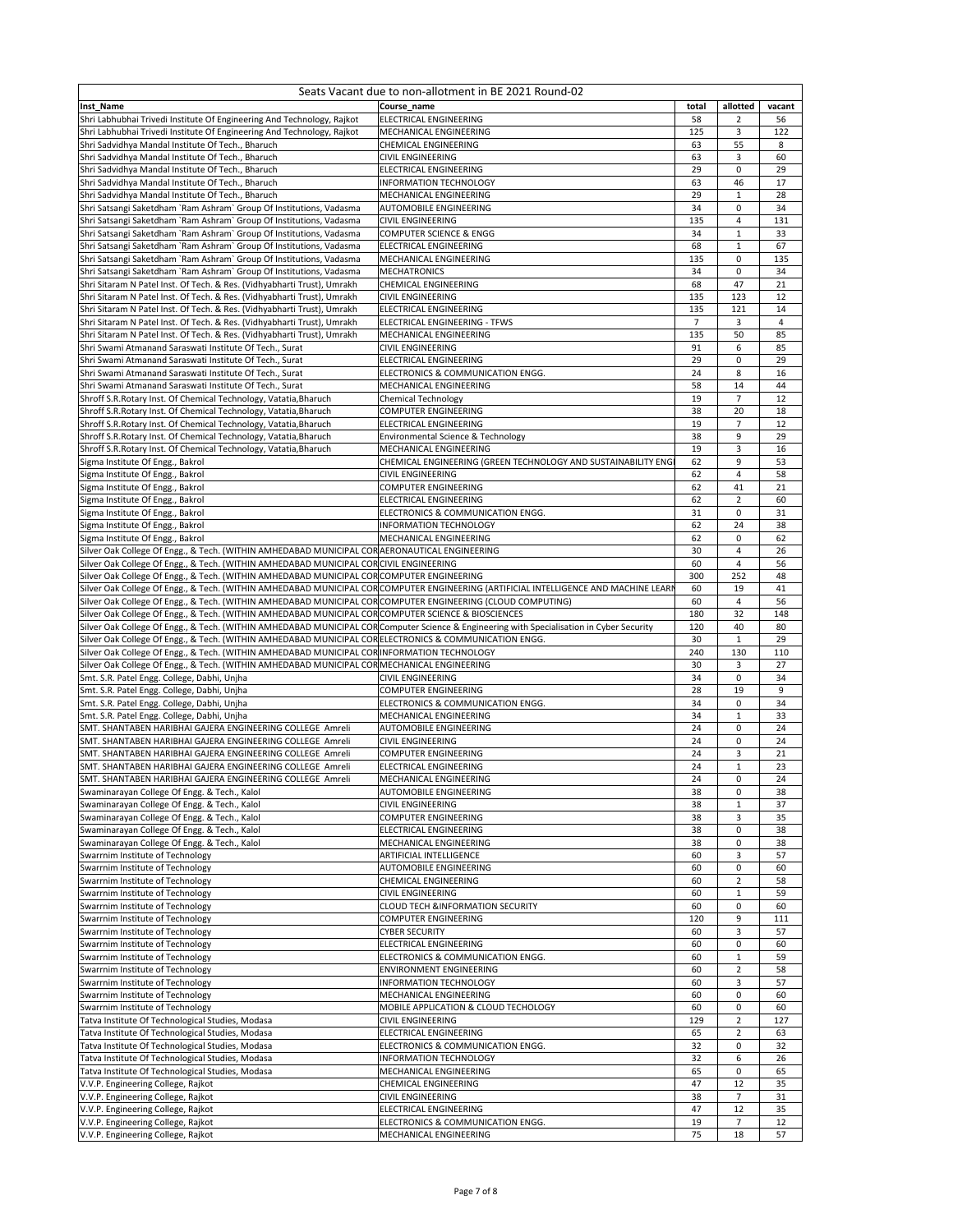| Seats Vacant due to non-allotment in BE 2021 Round-02 | | | | |
|---|---|---|---|---|
| **Inst_Name** | **Course_name** | **total** | **allotted** | **vacant** |
| Shri Labhubhai Trivedi Institute Of Engineering And Technology, Rajkot | ELECTRICAL ENGINEERING | 58 | 2 | 56 |
| Shri Labhubhai Trivedi Institute Of Engineering And Technology, Rajkot | MECHANICAL ENGINEERING | 125 | 3 | 122 |
| Shri Sadvidhya Mandal Institute Of Tech., Bharuch | CHEMICAL ENGINEERING | 63 | 55 | 8 |
| Shri Sadvidhya Mandal Institute Of Tech., Bharuch | CIVIL ENGINEERING | 63 | 3 | 60 |
| Shri Sadvidhya Mandal Institute Of Tech., Bharuch | ELECTRICAL ENGINEERING | 29 | 0 | 29 |
| Shri Sadvidhya Mandal Institute Of Tech., Bharuch | INFORMATION TECHNOLOGY | 63 | 46 | 17 |
| Shri Sadvidhya Mandal Institute Of Tech., Bharuch | MECHANICAL ENGINEERING | 29 | 1 | 28 |
| Shri Satsangi Saketdham `Ram Ashram` Group Of Institutions, Vadasma | AUTOMOBILE ENGINEERING | 34 | 0 | 34 |
| Shri Satsangi Saketdham `Ram Ashram` Group Of Institutions, Vadasma | CIVIL ENGINEERING | 135 | 4 | 131 |
| Shri Satsangi Saketdham `Ram Ashram` Group Of Institutions, Vadasma | COMPUTER SCIENCE & ENGG | 34 | 1 | 33 |
| Shri Satsangi Saketdham `Ram Ashram` Group Of Institutions, Vadasma | ELECTRICAL ENGINEERING | 68 | 1 | 67 |
| Shri Satsangi Saketdham `Ram Ashram` Group Of Institutions, Vadasma | MECHANICAL ENGINEERING | 135 | 0 | 135 |
| Shri Satsangi Saketdham `Ram Ashram` Group Of Institutions, Vadasma | MECHATRONICS | 34 | 0 | 34 |
| Shri Sitaram N Patel Inst. Of Tech. & Res. (Vidhyabharti Trust), Umrakh | CHEMICAL ENGINEERING | 68 | 47 | 21 |
| Shri Sitaram N Patel Inst. Of Tech. & Res. (Vidhyabharti Trust), Umrakh | CIVIL ENGINEERING | 135 | 123 | 12 |
| Shri Sitaram N Patel Inst. Of Tech. & Res. (Vidhyabharti Trust), Umrakh | ELECTRICAL ENGINEERING | 135 | 121 | 14 |
| Shri Sitaram N Patel Inst. Of Tech. & Res. (Vidhyabharti Trust), Umrakh | ELECTRICAL ENGINEERING - TFWS | 7 | 3 | 4 |
| Shri Sitaram N Patel Inst. Of Tech. & Res. (Vidhyabharti Trust), Umrakh | MECHANICAL ENGINEERING | 135 | 50 | 85 |
| Shri Swami Atmanand Saraswati Institute Of Tech., Surat | CIVIL ENGINEERING | 91 | 6 | 85 |
| Shri Swami Atmanand Saraswati Institute Of Tech., Surat | ELECTRICAL ENGINEERING | 29 | 0 | 29 |
| Shri Swami Atmanand Saraswati Institute Of Tech., Surat | ELECTRONICS & COMMUNICATION ENGG. | 24 | 8 | 16 |
| Shri Swami Atmanand Saraswati Institute Of Tech., Surat | MECHANICAL ENGINEERING | 58 | 14 | 44 |
| Shroff S.R.Rotary Inst. Of Chemical Technology, Vatatia,Bharuch | Chemical Technology | 19 | 7 | 12 |
| Shroff S.R.Rotary Inst. Of Chemical Technology, Vatatia,Bharuch | COMPUTER ENGINEERING | 38 | 20 | 18 |
| Shroff S.R.Rotary Inst. Of Chemical Technology, Vatatia,Bharuch | ELECTRICAL ENGINEERING | 19 | 7 | 12 |
| Shroff S.R.Rotary Inst. Of Chemical Technology, Vatatia,Bharuch | Environmental Science & Technology | 38 | 9 | 29 |
| Shroff S.R.Rotary Inst. Of Chemical Technology, Vatatia,Bharuch | MECHANICAL ENGINEERING | 19 | 3 | 16 |
| Sigma Institute Of Engg., Bakrol | CHEMICAL ENGINEERING (GREEN TECHNOLOGY AND SUSTAINABILITY ENGI | 62 | 9 | 53 |
| Sigma Institute Of Engg., Bakrol | CIVIL ENGINEERING | 62 | 4 | 58 |
| Sigma Institute Of Engg., Bakrol | COMPUTER ENGINEERING | 62 | 41 | 21 |
| Sigma Institute Of Engg., Bakrol | ELECTRICAL ENGINEERING | 62 | 2 | 60 |
| Sigma Institute Of Engg., Bakrol | ELECTRONICS & COMMUNICATION ENGG. | 31 | 0 | 31 |
| Sigma Institute Of Engg., Bakrol | INFORMATION TECHNOLOGY | 62 | 24 | 38 |
| Sigma Institute Of Engg., Bakrol | MECHANICAL ENGINEERING | 62 | 0 | 62 |
| Silver Oak College Of Engg., & Tech. (WITHIN AMHEDABAD MUNICIPAL COR | AERONAUTICAL ENGINEERING | 30 | 4 | 26 |
| Silver Oak College Of Engg., & Tech. (WITHIN AMHEDABAD MUNICIPAL COR | CIVIL ENGINEERING | 60 | 4 | 56 |
| Silver Oak College Of Engg., & Tech. (WITHIN AMHEDABAD MUNICIPAL COR | COMPUTER ENGINEERING | 300 | 252 | 48 |
| Silver Oak College Of Engg., & Tech. (WITHIN AMHEDABAD MUNICIPAL COR | COMPUTER ENGINEERING (ARTIFICIAL INTELLIGENCE AND MACHINE LEARN | 60 | 19 | 41 |
| Silver Oak College Of Engg., & Tech. (WITHIN AMHEDABAD MUNICIPAL COR | COMPUTER ENGINEERING (CLOUD COMPUTING) | 60 | 4 | 56 |
| Silver Oak College Of Engg., & Tech. (WITHIN AMHEDABAD MUNICIPAL COR | COMPUTER SCIENCE & BIOSCIENCES | 180 | 32 | 148 |
| Silver Oak College Of Engg., & Tech. (WITHIN AMHEDABAD MUNICIPAL COR | Computer Science & Engineering with Specialisation in Cyber Security | 120 | 40 | 80 |
| Silver Oak College Of Engg., & Tech. (WITHIN AMHEDABAD MUNICIPAL COR | ELECTRONICS & COMMUNICATION ENGG. | 30 | 1 | 29 |
| Silver Oak College Of Engg., & Tech. (WITHIN AMHEDABAD MUNICIPAL COR | INFORMATION TECHNOLOGY | 240 | 130 | 110 |
| Silver Oak College Of Engg., & Tech. (WITHIN AMHEDABAD MUNICIPAL COR | MECHANICAL ENGINEERING | 30 | 3 | 27 |
| Smt. S.R. Patel Engg. College, Dabhi, Unjha | CIVIL ENGINEERING | 34 | 0 | 34 |
| Smt. S.R. Patel Engg. College, Dabhi, Unjha | COMPUTER ENGINEERING | 28 | 19 | 9 |
| Smt. S.R. Patel Engg. College, Dabhi, Unjha | ELECTRONICS & COMMUNICATION ENGG. | 34 | 0 | 34 |
| Smt. S.R. Patel Engg. College, Dabhi, Unjha | MECHANICAL ENGINEERING | 34 | 1 | 33 |
| SMT. SHANTABEN HARIBHAI GAJERA ENGINEERING COLLEGE Amreli | AUTOMOBILE ENGINEERING | 24 | 0 | 24 |
| SMT. SHANTABEN HARIBHAI GAJERA ENGINEERING COLLEGE Amreli | CIVIL ENGINEERING | 24 | 0 | 24 |
| SMT. SHANTABEN HARIBHAI GAJERA ENGINEERING COLLEGE Amreli | COMPUTER ENGINEERING | 24 | 3 | 21 |
| SMT. SHANTABEN HARIBHAI GAJERA ENGINEERING COLLEGE Amreli | ELECTRICAL ENGINEERING | 24 | 1 | 23 |
| SMT. SHANTABEN HARIBHAI GAJERA ENGINEERING COLLEGE Amreli | MECHANICAL ENGINEERING | 24 | 0 | 24 |
| Swaminarayan College Of Engg. & Tech., Kalol | AUTOMOBILE ENGINEERING | 38 | 0 | 38 |
| Swaminarayan College Of Engg. & Tech., Kalol | CIVIL ENGINEERING | 38 | 1 | 37 |
| Swaminarayan College Of Engg. & Tech., Kalol | COMPUTER ENGINEERING | 38 | 3 | 35 |
| Swaminarayan College Of Engg. & Tech., Kalol | ELECTRICAL ENGINEERING | 38 | 0 | 38 |
| Swaminarayan College Of Engg. & Tech., Kalol | MECHANICAL ENGINEERING | 38 | 0 | 38 |
| Swarrnim Institute of Technology | ARTIFICIAL INTELLIGENCE | 60 | 3 | 57 |
| Swarrnim Institute of Technology | AUTOMOBILE ENGINEERING | 60 | 0 | 60 |
| Swarrnim Institute of Technology | CHEMICAL ENGINEERING | 60 | 2 | 58 |
| Swarrnim Institute of Technology | CIVIL ENGINEERING | 60 | 1 | 59 |
| Swarrnim Institute of Technology | CLOUD TECH &INFORMATION SECURITY | 60 | 0 | 60 |
| Swarrnim Institute of Technology | COMPUTER ENGINEERING | 120 | 9 | 111 |
| Swarrnim Institute of Technology | CYBER SECURITY | 60 | 3 | 57 |
| Swarrnim Institute of Technology | ELECTRICAL ENGINEERING | 60 | 0 | 60 |
| Swarrnim Institute of Technology | ELECTRONICS & COMMUNICATION ENGG. | 60 | 1 | 59 |
| Swarrnim Institute of Technology | ENVIRONMENT ENGINEERING | 60 | 2 | 58 |
| Swarrnim Institute of Technology | INFORMATION TECHNOLOGY | 60 | 3 | 57 |
| Swarrnim Institute of Technology | MECHANICAL ENGINEERING | 60 | 0 | 60 |
| Swarrnim Institute of Technology | MOBILE APPLICATION & CLOUD TECHOLOGY | 60 | 0 | 60 |
| Tatva Institute Of Technological Studies, Modasa | CIVIL ENGINEERING | 129 | 2 | 127 |
| Tatva Institute Of Technological Studies, Modasa | ELECTRICAL ENGINEERING | 65 | 2 | 63 |
| Tatva Institute Of Technological Studies, Modasa | ELECTRONICS & COMMUNICATION ENGG. | 32 | 0 | 32 |
| Tatva Institute Of Technological Studies, Modasa | INFORMATION TECHNOLOGY | 32 | 6 | 26 |
| Tatva Institute Of Technological Studies, Modasa | MECHANICAL ENGINEERING | 65 | 0 | 65 |
| V.V.P. Engineering College, Rajkot | CHEMICAL ENGINEERING | 47 | 12 | 35 |
| V.V.P. Engineering College, Rajkot | CIVIL ENGINEERING | 38 | 7 | 31 |
| V.V.P. Engineering College, Rajkot | ELECTRICAL ENGINEERING | 47 | 12 | 35 |
| V.V.P. Engineering College, Rajkot | ELECTRONICS & COMMUNICATION ENGG. | 19 | 7 | 12 |
| V.V.P. Engineering College, Rajkot | MECHANICAL ENGINEERING | 75 | 18 | 57 |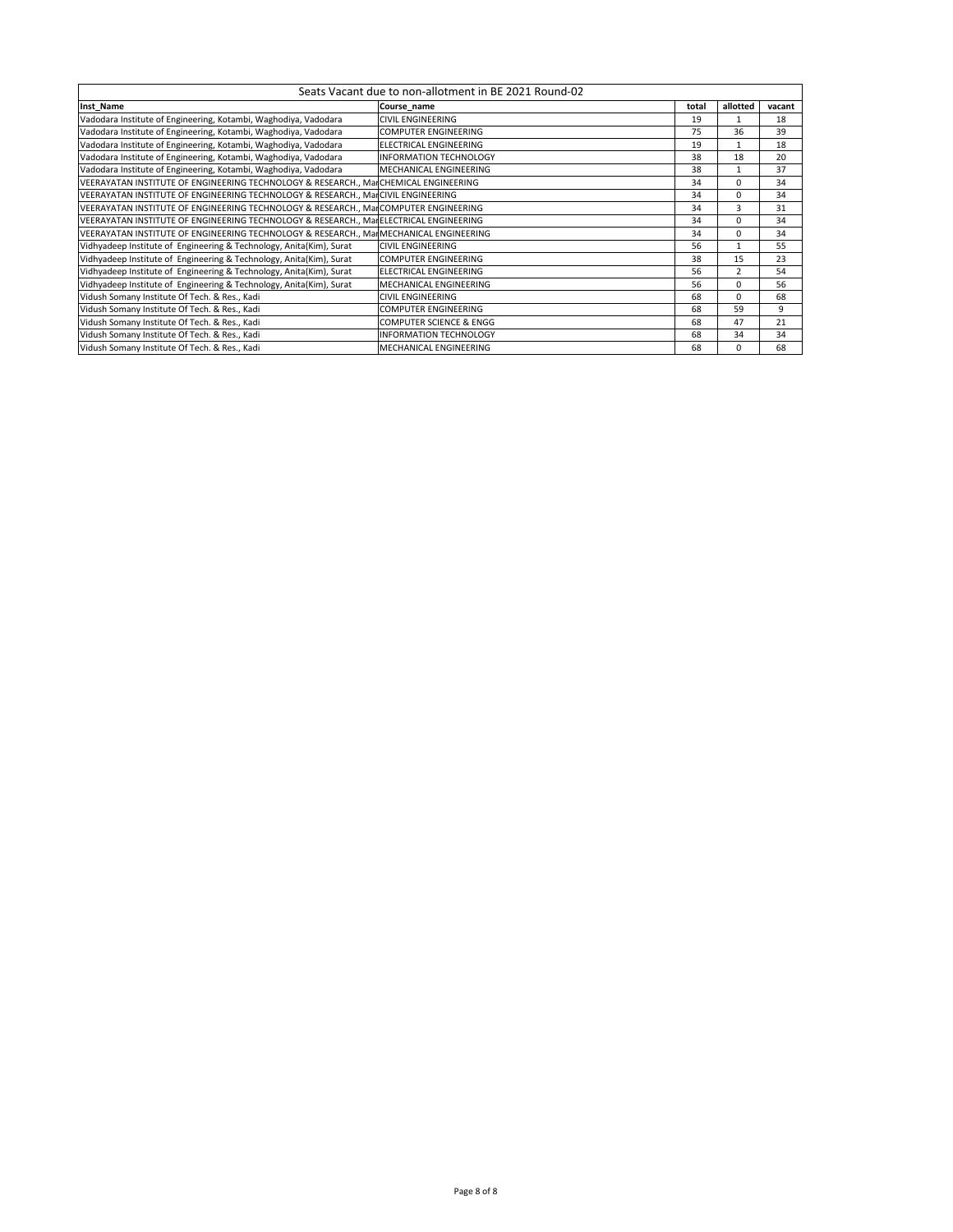| Seats Vacant due to non-allotment in BE 2021 Round-02 | | | | |
|---|---|---|---|---|
| **Inst_Name** | **Course_name** | **total** | **allotted** | **vacant** |
| Vadodara Institute of Engineering, Kotambi, Waghodiya, Vadodara | CIVIL ENGINEERING | 19 | 1 | 18 |
| Vadodara Institute of Engineering, Kotambi, Waghodiya, Vadodara | COMPUTER ENGINEERING | 75 | 36 | 39 |
| Vadodara Institute of Engineering, Kotambi, Waghodiya, Vadodara | ELECTRICAL ENGINEERING | 19 | 1 | 18 |
| Vadodara Institute of Engineering, Kotambi, Waghodiya, Vadodara | INFORMATION TECHNOLOGY | 38 | 18 | 20 |
| Vadodara Institute of Engineering, Kotambi, Waghodiya, Vadodara | MECHANICAL ENGINEERING | 38 | 1 | 37 |
| VEERAYATAN INSTITUTE OF ENGINEERING TECHNOLOGY & RESEARCH., Mar | CHEMICAL ENGINEERING | 34 | 0 | 34 |
| VEERAYATAN INSTITUTE OF ENGINEERING TECHNOLOGY & RESEARCH., Mar | CIVIL ENGINEERING | 34 | 0 | 34 |
| VEERAYATAN INSTITUTE OF ENGINEERING TECHNOLOGY & RESEARCH., Mar | COMPUTER ENGINEERING | 34 | 3 | 31 |
| VEERAYATAN INSTITUTE OF ENGINEERING TECHNOLOGY & RESEARCH., Mar | ELECTRICAL ENGINEERING | 34 | 0 | 34 |
| VEERAYATAN INSTITUTE OF ENGINEERING TECHNOLOGY & RESEARCH., Mar | MECHANICAL ENGINEERING | 34 | 0 | 34 |
| Vidhyadeep Institute of Engineering & Technology, Anita(Kim), Surat | CIVIL ENGINEERING | 56 | 1 | 55 |
| Vidhyadeep Institute of Engineering & Technology, Anita(Kim), Surat | COMPUTER ENGINEERING | 38 | 15 | 23 |
| Vidhyadeep Institute of Engineering & Technology, Anita(Kim), Surat | ELECTRICAL ENGINEERING | 56 | 2 | 54 |
| Vidhyadeep Institute of Engineering & Technology, Anita(Kim), Surat | MECHANICAL ENGINEERING | 56 | 0 | 56 |
| Vidush Somany Institute Of Tech. & Res., Kadi | CIVIL ENGINEERING | 68 | 0 | 68 |
| Vidush Somany Institute Of Tech. & Res., Kadi | COMPUTER ENGINEERING | 68 | 59 | 9 |
| Vidush Somany Institute Of Tech. & Res., Kadi | COMPUTER SCIENCE & ENGG | 68 | 47 | 21 |
| Vidush Somany Institute Of Tech. & Res., Kadi | INFORMATION TECHNOLOGY | 68 | 34 | 34 |
| Vidush Somany Institute Of Tech. & Res., Kadi | MECHANICAL ENGINEERING | 68 | 0 | 68 |